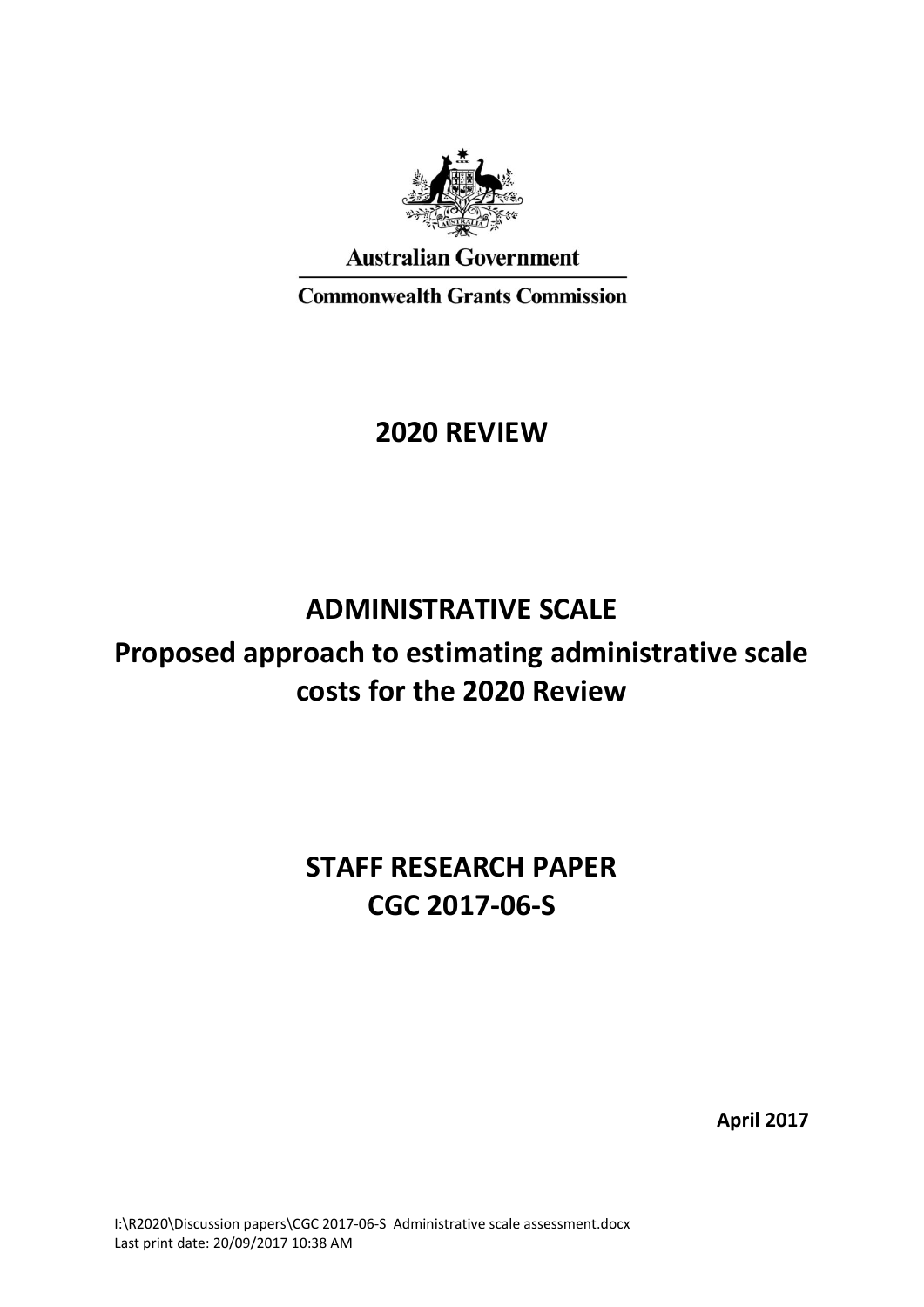**Australian Government**

**Commonwealth Grants Commission**

# 2020 REVIEW

# ADMINISTRATIVE SCALE

## Proposed approach to estimating administrative scale costs for the 2020 Review

# STAFF RESEARCH PAPER
# CGC 2017-06-S

**April 2017**

I:\R2020\Discussion papers\CGC 2017-06-S Administrative scale assessment.docx
Last print date: 20/09/2017 10:38 AM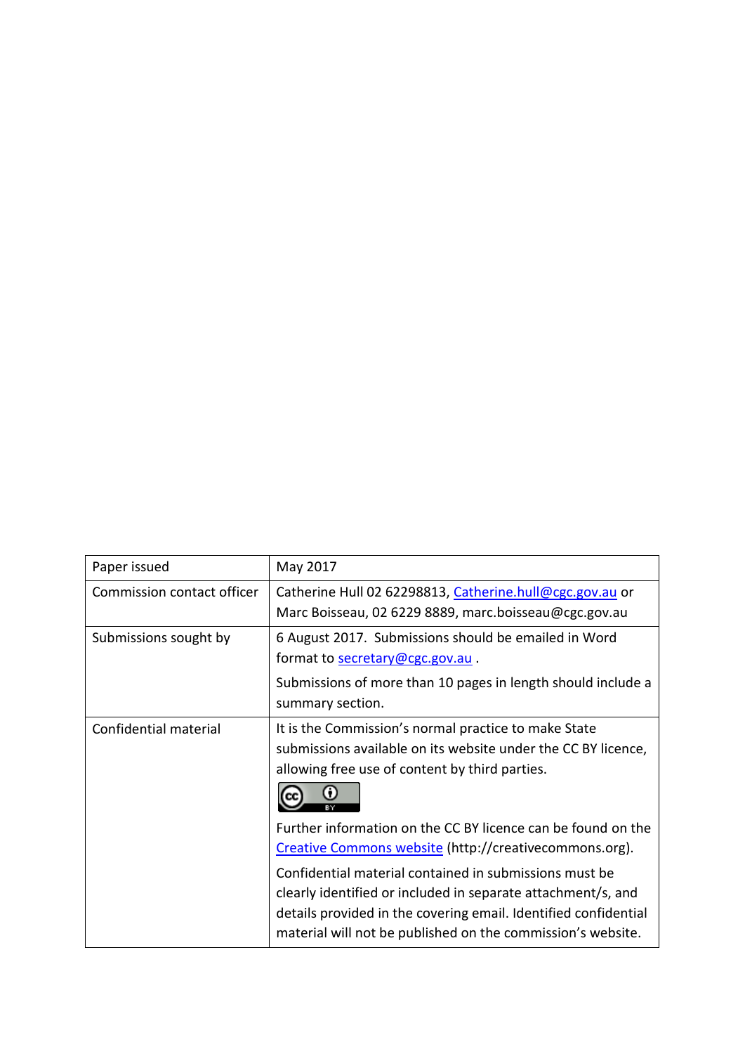| Paper issued | May 2017 |
| --- | --- |
| Commission contact officer | Catherine Hull 02 62298813, Catherine.hull@cgc.gov.au or Marc Boisseau, 02 6229 8889, marc.boisseau@cgc.gov.au |
| Submissions sought by | 6 August 2017. Submissions should be emailed in Word format to secretary@cgc.gov.au .<br><br>Submissions of more than 10 pages in length should include a summary section. |
| Confidential material | It is the Commission's normal practice to make State submissions available on its website under the CC BY licence, allowing free use of content by third parties.<br><br>Further information on the CC BY licence can be found on the Creative Commons website (http://creativecommons.org).<br><br>Confidential material contained in submissions must be clearly identified or included in separate attachment/s, and details provided in the covering email. Identified confidential material will not be published on the commission's website. |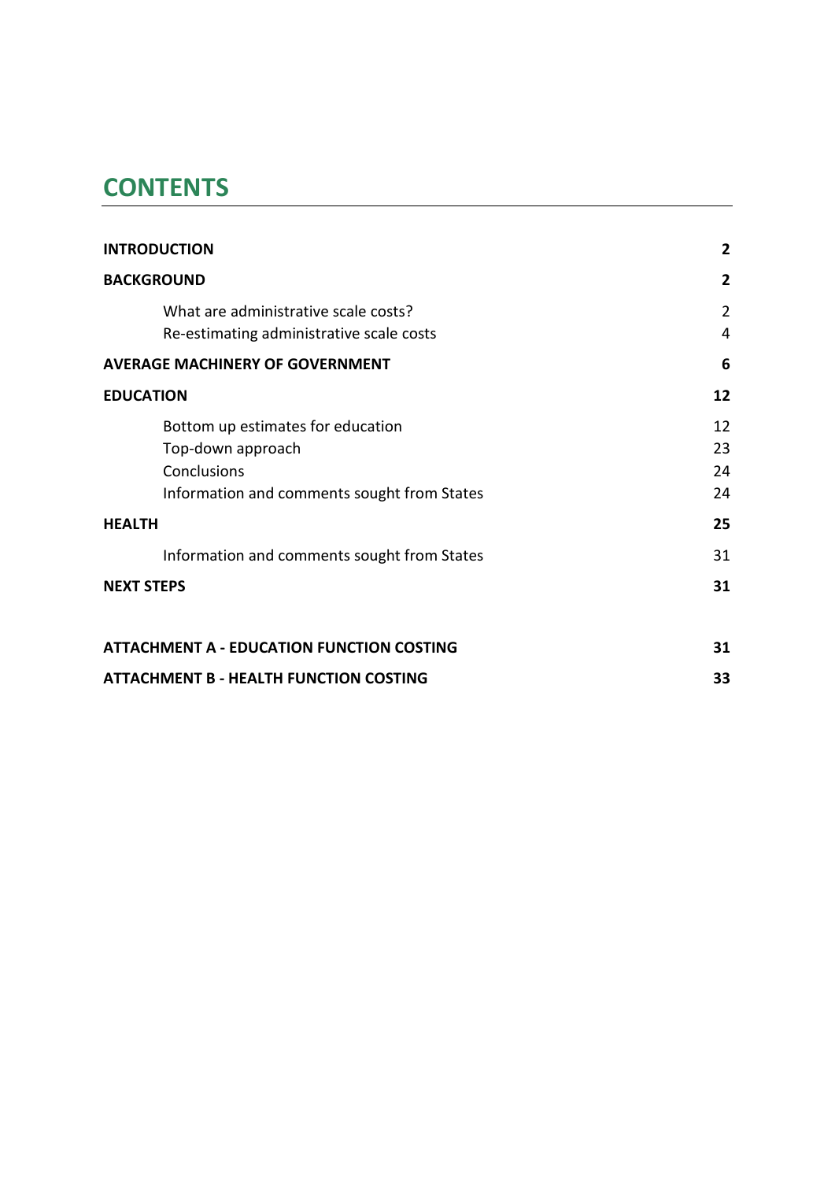# CONTENTS

| | |
|---|---|
| **INTRODUCTION** | **2** |
| **BACKGROUND** | **2** |
| What are administrative scale costs? | 2 |
| Re-estimating administrative scale costs | 4 |
| **AVERAGE MACHINERY OF GOVERNMENT** | **6** |
| **EDUCATION** | **12** |
| Bottom up estimates for education | 12 |
| Top-down approach | 23 |
| Conclusions | 24 |
| Information and comments sought from States | 24 |
| **HEALTH** | **25** |
| Information and comments sought from States | 31 |
| **NEXT STEPS** | **31** |
| **ATTACHMENT A - EDUCATION FUNCTION COSTING** | **31** |
| **ATTACHMENT B - HEALTH FUNCTION COSTING** | **33** |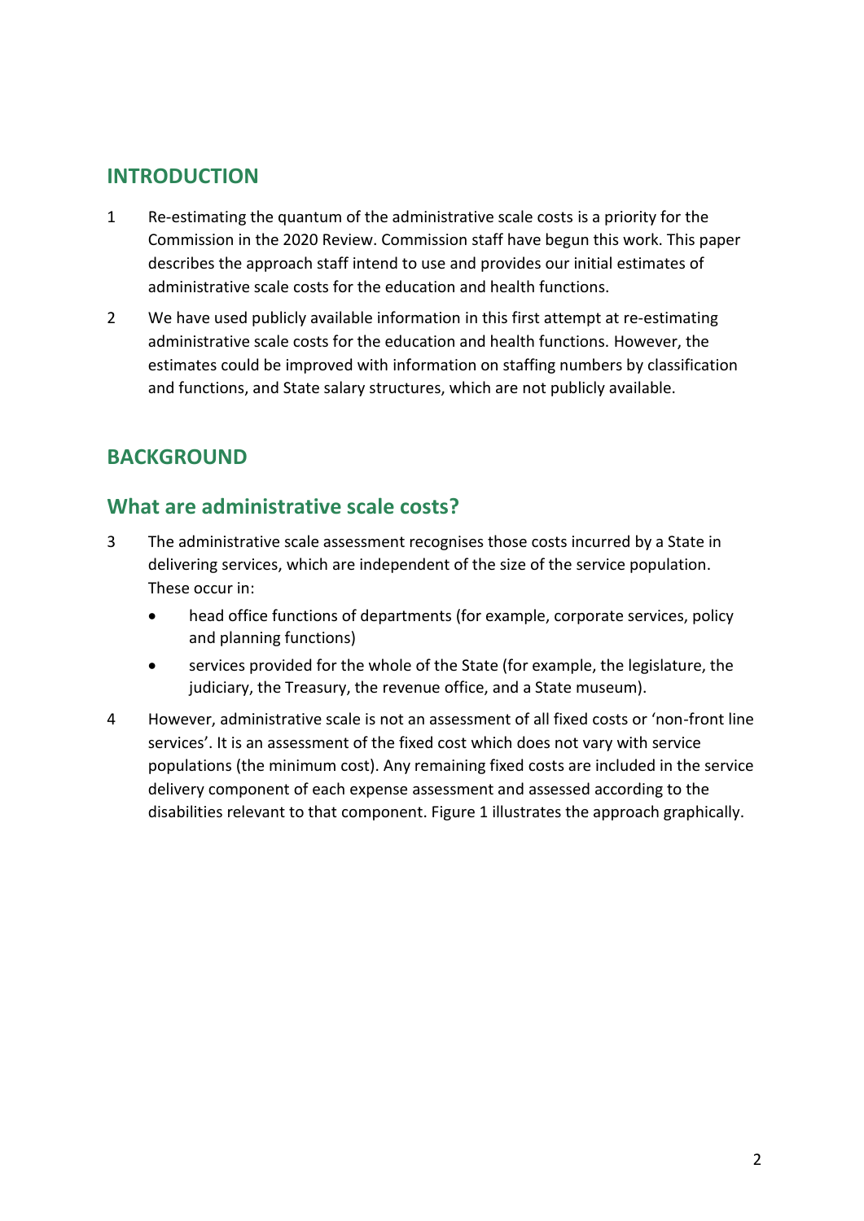## INTRODUCTION

1 Re-estimating the quantum of the administrative scale costs is a priority for the Commission in the 2020 Review. Commission staff have begun this work. This paper describes the approach staff intend to use and provides our initial estimates of administrative scale costs for the education and health functions.

2 We have used publicly available information in this first attempt at re-estimating administrative scale costs for the education and health functions. However, the estimates could be improved with information on staffing numbers by classification and functions, and State salary structures, which are not publicly available.

## BACKGROUND

### What are administrative scale costs?

3 The administrative scale assessment recognises those costs incurred by a State in delivering services, which are independent of the size of the service population. These occur in:

- head office functions of departments (for example, corporate services, policy and planning functions)
- services provided for the whole of the State (for example, the legislature, the judiciary, the Treasury, the revenue office, and a State museum).

4 However, administrative scale is not an assessment of all fixed costs or 'non-front line services'. It is an assessment of the fixed cost which does not vary with service populations (the minimum cost). Any remaining fixed costs are included in the service delivery component of each expense assessment and assessed according to the disabilities relevant to that component. Figure 1 illustrates the approach graphically.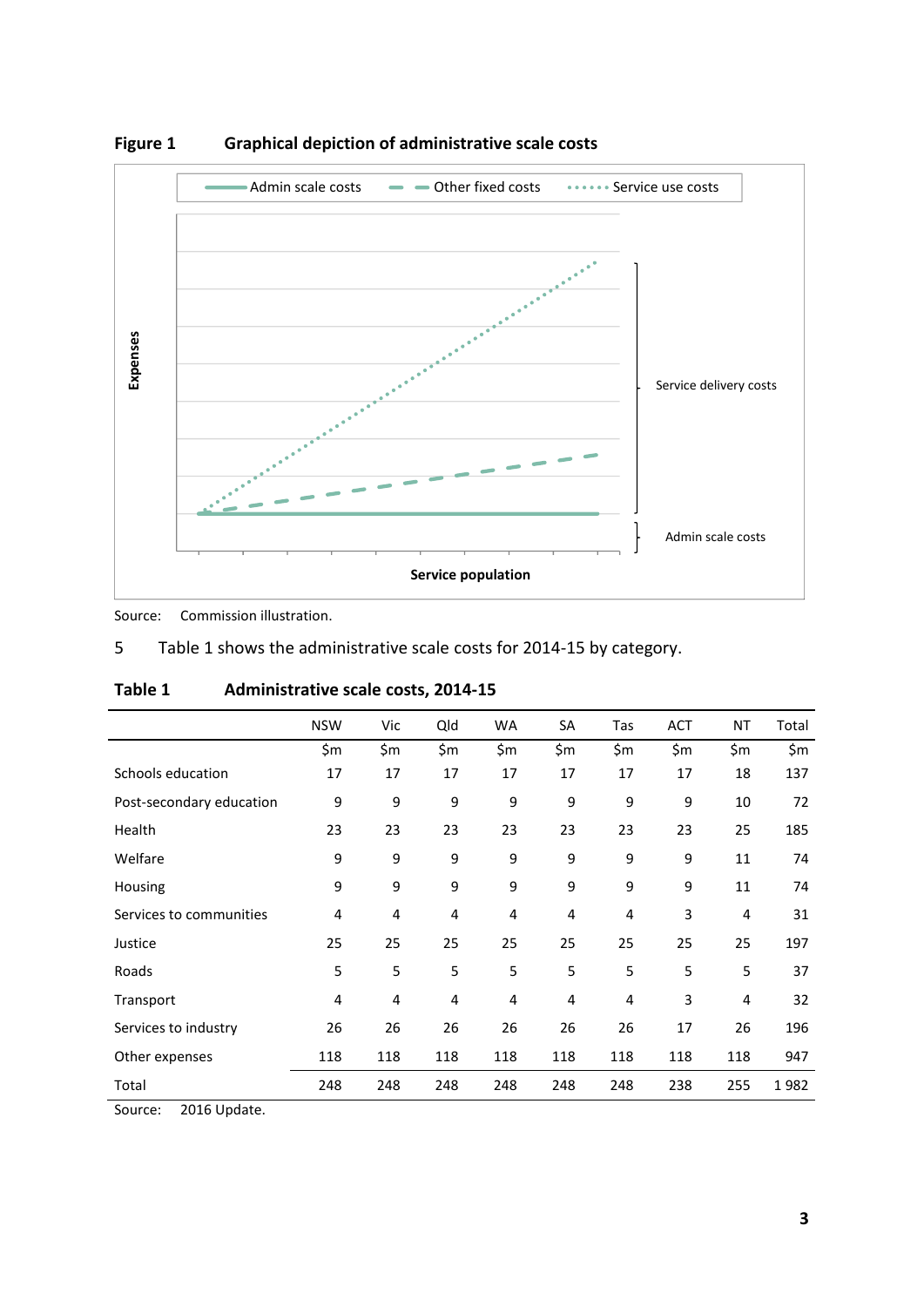**Figure 1 Graphical depiction of administrative scale costs**

Source: Commission illustration.

5 Table 1 shows the administrative scale costs for 2014-15 by category.

**Table 1 Administrative scale costs, 2014-15**

| | NSW | Vic | Qld | WA | SA | Tas | ACT | NT | Total |
|---|---|---|---|---|---|---|---|---|---|
| | $m | $m | $m | $m | $m | $m | $m | $m | $m |
| Schools education | 17 | 17 | 17 | 17 | 17 | 17 | 17 | 18 | 137 |
| Post-secondary education | 9 | 9 | 9 | 9 | 9 | 9 | 9 | 10 | 72 |
| Health | 23 | 23 | 23 | 23 | 23 | 23 | 23 | 25 | 185 |
| Welfare | 9 | 9 | 9 | 9 | 9 | 9 | 9 | 11 | 74 |
| Housing | 9 | 9 | 9 | 9 | 9 | 9 | 9 | 11 | 74 |
| Services to communities | 4 | 4 | 4 | 4 | 4 | 4 | 3 | 4 | 31 |
| Justice | 25 | 25 | 25 | 25 | 25 | 25 | 25 | 25 | 197 |
| Roads | 5 | 5 | 5 | 5 | 5 | 5 | 5 | 5 | 37 |
| Transport | 4 | 4 | 4 | 4 | 4 | 4 | 3 | 4 | 32 |
| Services to industry | 26 | 26 | 26 | 26 | 26 | 26 | 17 | 26 | 196 |
| Other expenses | 118 | 118 | 118 | 118 | 118 | 118 | 118 | 118 | 947 |
| Total | 248 | 248 | 248 | 248 | 248 | 248 | 238 | 255 | 1 982 |

Source: 2016 Update.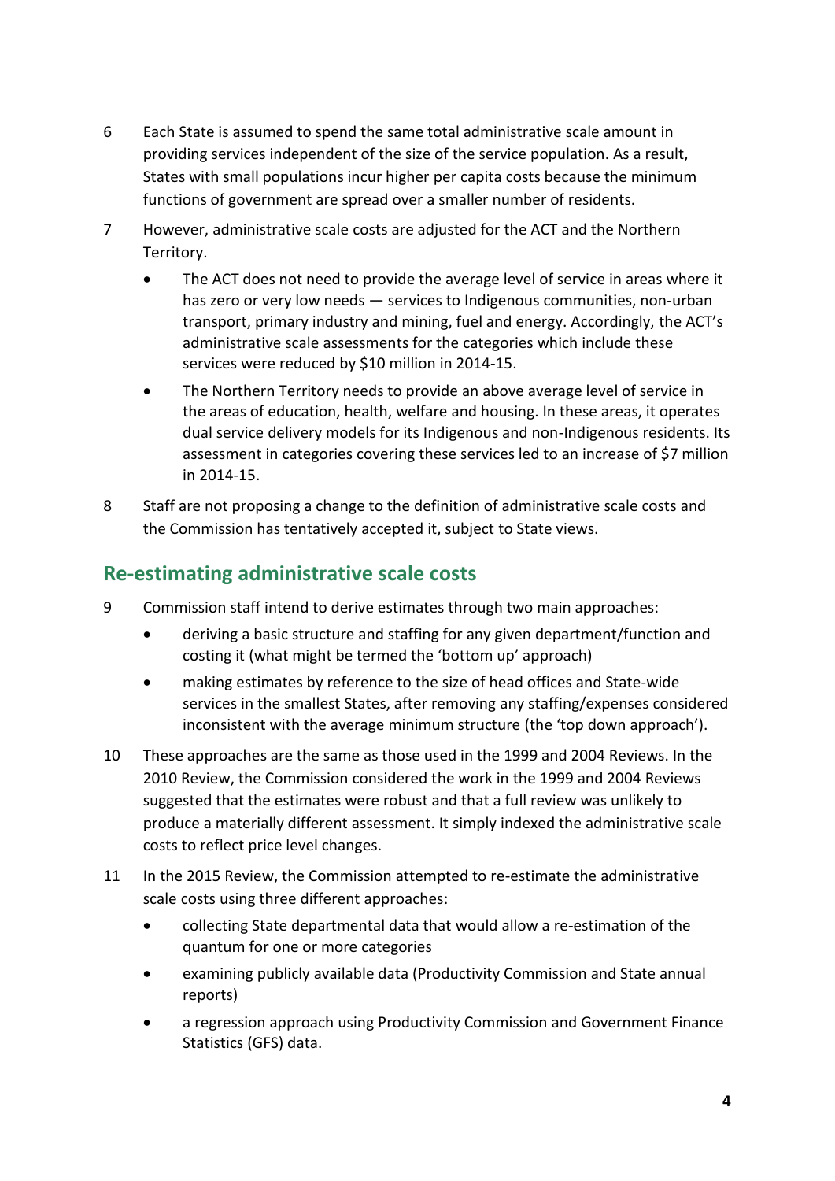6 Each State is assumed to spend the same total administrative scale amount in providing services independent of the size of the service population. As a result, States with small populations incur higher per capita costs because the minimum functions of government are spread over a smaller number of residents.

7 However, administrative scale costs are adjusted for the ACT and the Northern Territory.

- The ACT does not need to provide the average level of service in areas where it has zero or very low needs — services to Indigenous communities, non-urban transport, primary industry and mining, fuel and energy. Accordingly, the ACT's administrative scale assessments for the categories which include these services were reduced by $10 million in 2014-15.
- The Northern Territory needs to provide an above average level of service in the areas of education, health, welfare and housing. In these areas, it operates dual service delivery models for its Indigenous and non-Indigenous residents. Its assessment in categories covering these services led to an increase of $7 million in 2014-15.

8 Staff are not proposing a change to the definition of administrative scale costs and the Commission has tentatively accepted it, subject to State views.

## Re-estimating administrative scale costs

9 Commission staff intend to derive estimates through two main approaches:

- deriving a basic structure and staffing for any given department/function and costing it (what might be termed the 'bottom up' approach)
- making estimates by reference to the size of head offices and State-wide services in the smallest States, after removing any staffing/expenses considered inconsistent with the average minimum structure (the 'top down approach').

10 These approaches are the same as those used in the 1999 and 2004 Reviews. In the 2010 Review, the Commission considered the work in the 1999 and 2004 Reviews suggested that the estimates were robust and that a full review was unlikely to produce a materially different assessment. It simply indexed the administrative scale costs to reflect price level changes.

11 In the 2015 Review, the Commission attempted to re-estimate the administrative scale costs using three different approaches:

- collecting State departmental data that would allow a re-estimation of the quantum for one or more categories
- examining publicly available data (Productivity Commission and State annual reports)
- a regression approach using Productivity Commission and Government Finance Statistics (GFS) data.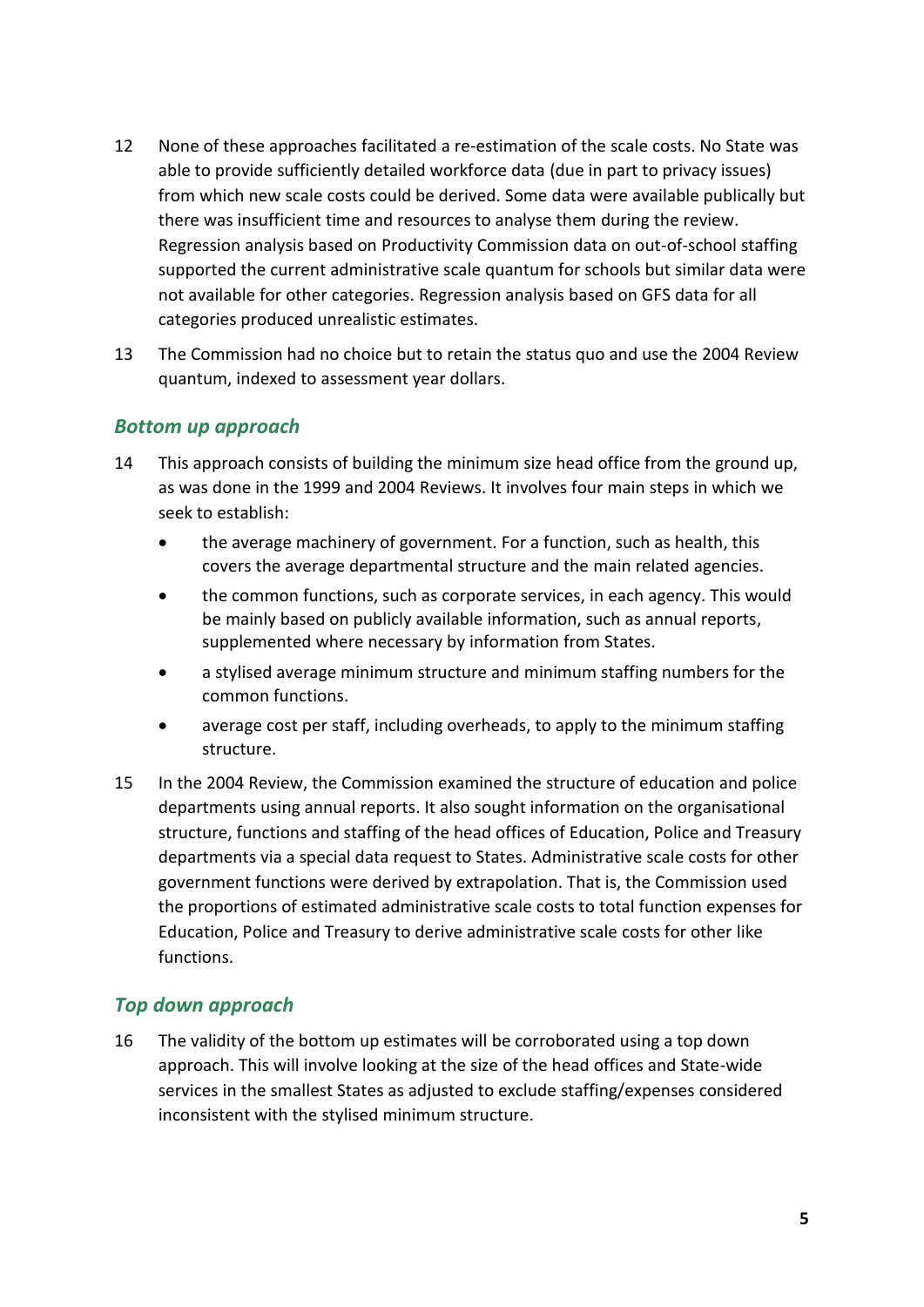12 None of these approaches facilitated a re-estimation of the scale costs. No State was able to provide sufficiently detailed workforce data (due in part to privacy issues) from which new scale costs could be derived. Some data were available publically but there was insufficient time and resources to analyse them during the review. Regression analysis based on Productivity Commission data on out-of-school staffing supported the current administrative scale quantum for schools but similar data were not available for other categories. Regression analysis based on GFS data for all categories produced unrealistic estimates.

13 The Commission had no choice but to retain the status quo and use the 2004 Review quantum, indexed to assessment year dollars.

### *Bottom up approach*

14 This approach consists of building the minimum size head office from the ground up, as was done in the 1999 and 2004 Reviews. It involves four main steps in which we seek to establish:

- the average machinery of government. For a function, such as health, this covers the average departmental structure and the main related agencies.
- the common functions, such as corporate services, in each agency. This would be mainly based on publicly available information, such as annual reports, supplemented where necessary by information from States.
- a stylised average minimum structure and minimum staffing numbers for the common functions.
- average cost per staff, including overheads, to apply to the minimum staffing structure.

15 In the 2004 Review, the Commission examined the structure of education and police departments using annual reports. It also sought information on the organisational structure, functions and staffing of the head offices of Education, Police and Treasury departments via a special data request to States. Administrative scale costs for other government functions were derived by extrapolation. That is, the Commission used the proportions of estimated administrative scale costs to total function expenses for Education, Police and Treasury to derive administrative scale costs for other like functions.

### *Top down approach*

16 The validity of the bottom up estimates will be corroborated using a top down approach. This will involve looking at the size of the head offices and State-wide services in the smallest States as adjusted to exclude staffing/expenses considered inconsistent with the stylised minimum structure.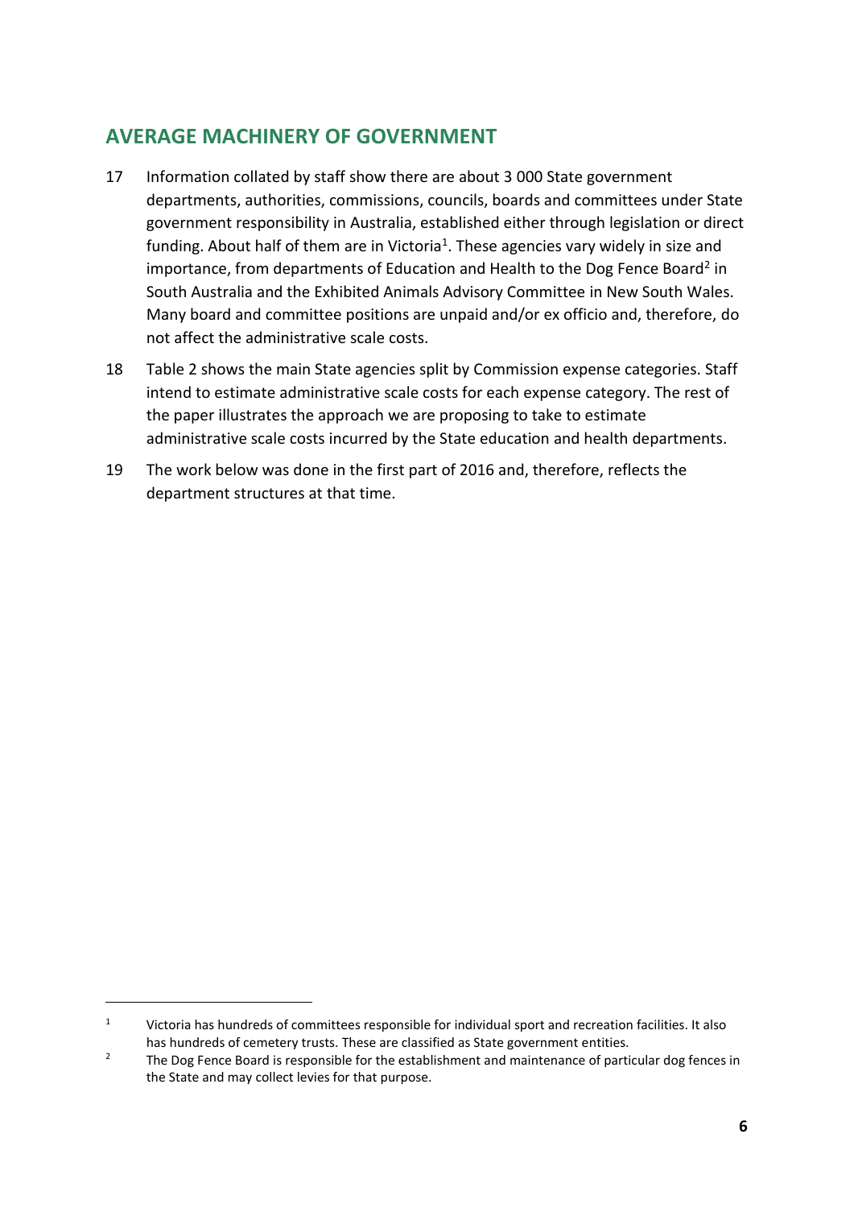## AVERAGE MACHINERY OF GOVERNMENT

17 Information collated by staff show there are about 3 000 State government departments, authorities, commissions, councils, boards and committees under State government responsibility in Australia, established either through legislation or direct funding. About half of them are in Victoria[1]. These agencies vary widely in size and importance, from departments of Education and Health to the Dog Fence Board[2] in South Australia and the Exhibited Animals Advisory Committee in New South Wales. Many board and committee positions are unpaid and/or ex officio and, therefore, do not affect the administrative scale costs.

18 Table 2 shows the main State agencies split by Commission expense categories. Staff intend to estimate administrative scale costs for each expense category. The rest of the paper illustrates the approach we are proposing to take to estimate administrative scale costs incurred by the State education and health departments.

19 The work below was done in the first part of 2016 and, therefore, reflects the department structures at that time.

[1] Victoria has hundreds of committees responsible for individual sport and recreation facilities. It also has hundreds of cemetery trusts. These are classified as State government entities.

[2] The Dog Fence Board is responsible for the establishment and maintenance of particular dog fences in the State and may collect levies for that purpose.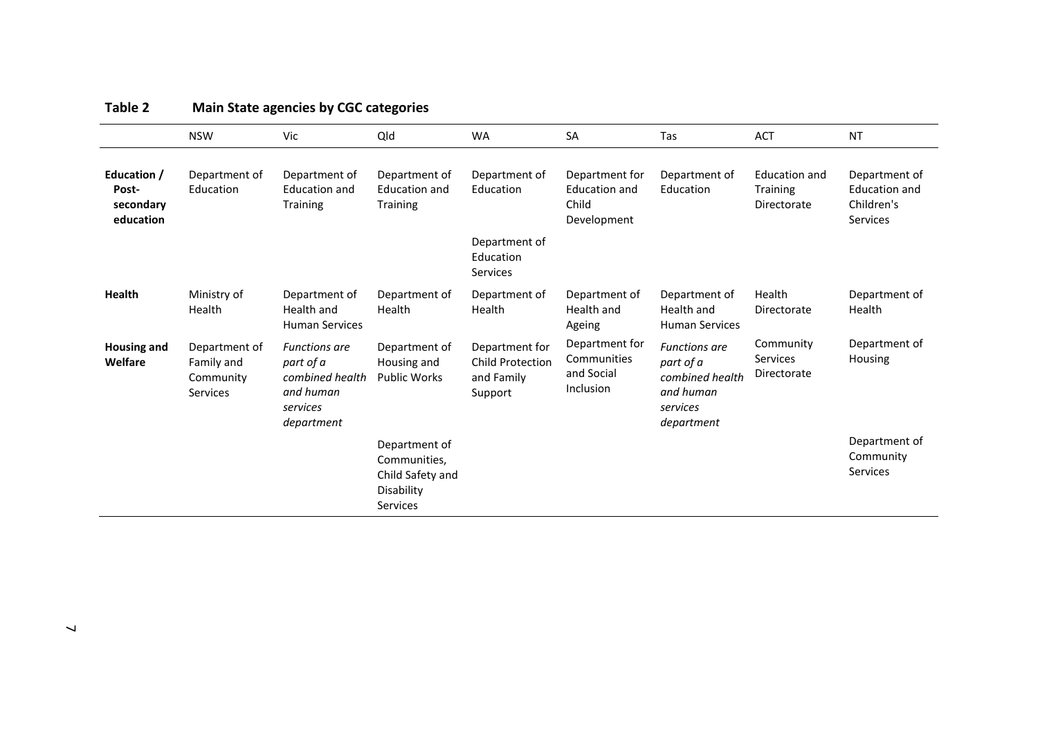**Table 2 Main State agencies by CGC categories**

| | NSW | Vic | Qld | WA | SA | Tas | ACT | NT |
|---|---|---|---|---|---|---|---|---|
| **Education / Post-secondary education** | Department of Education | Department of Education and Training | Department of Education and Training | Department of Education | Department for Education and Child Development | Department of Education | Education and Training Directorate | Department of Education and Children's Services |
| | | | | Department of Education Services | | | | |
| **Health** | Ministry of Health | Department of Health and Human Services | Department of Health | Department of Health | Department of Health and Ageing | Department of Health and Human Services | Health Directorate | Department of Health |
| **Housing and Welfare** | Department of Family and Community Services | *Functions are part of a combined health and human services department* | Department of Housing and Public Works | Department for Child Protection and Family Support | Department for Communities and Social Inclusion | *Functions are part of a combined health and human services department* | Community Services Directorate | Department of Housing |
| | | | Department of Communities, Child Safety and Disability Services | | | | | Department of Community Services |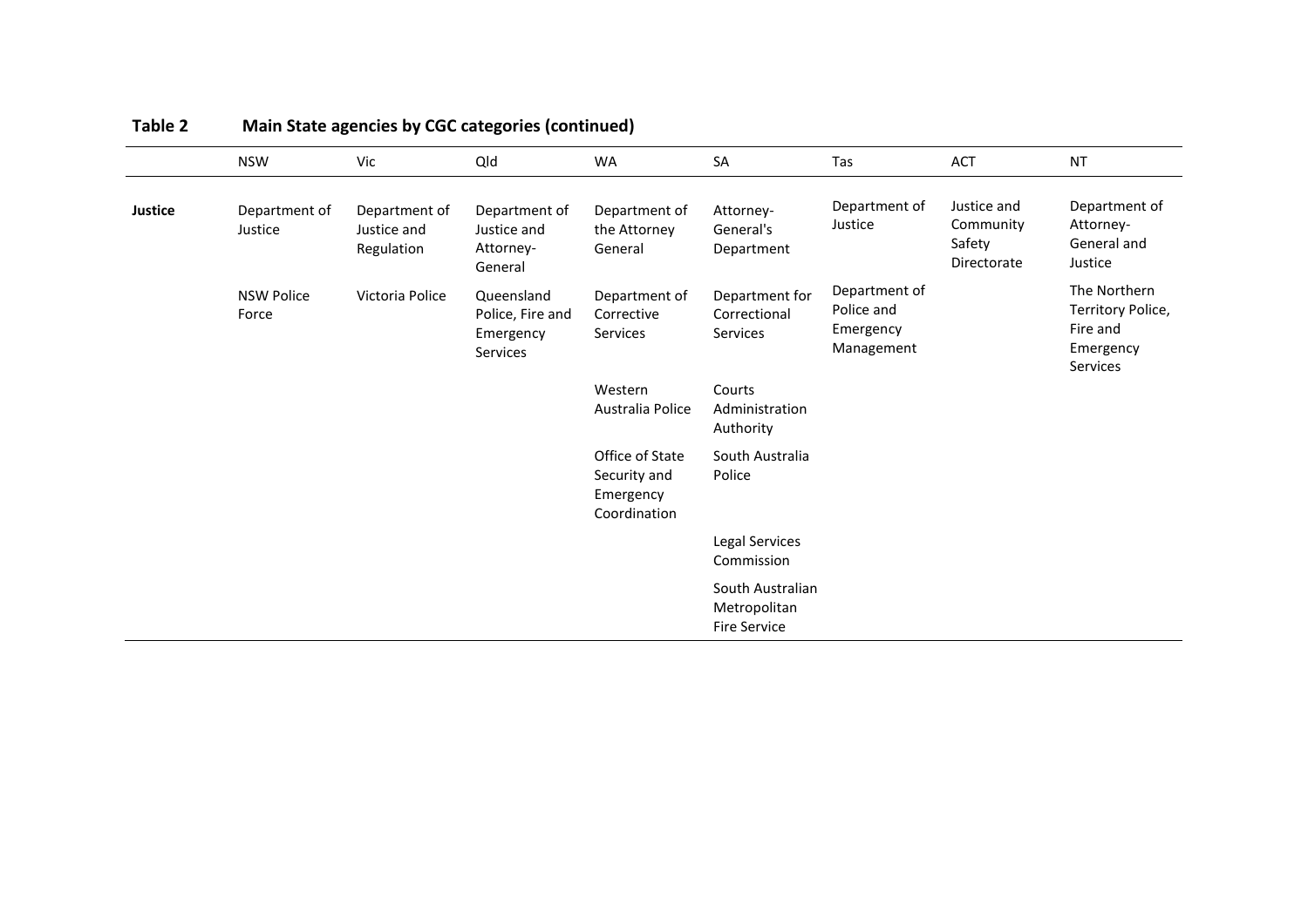**Table 2 Main State agencies by CGC categories (continued)**

| | NSW | Vic | Qld | WA | SA | Tas | ACT | NT |
|---|---|---|---|---|---|---|---|---|
| **Justice** | Department of Justice | Department of Justice and Regulation | Department of Justice and Attorney-General | Department of the Attorney General | Attorney-General's Department | Department of Justice | Justice and Community Safety Directorate | Department of Attorney-General and Justice |
| | NSW Police Force | Victoria Police | Queensland Police, Fire and Emergency Services | Department of Corrective Services | Department for Correctional Services | Department of Police and Emergency Management | | The Northern Territory Police, Fire and Emergency Services |
| | | | | Western Australia Police | Courts Administration Authority | | | |
| | | | | Office of State Security and Emergency Coordination | South Australia Police | | | |
| | | | | | Legal Services Commission | | | |
| | | | | | South Australian Metropolitan Fire Service | | | |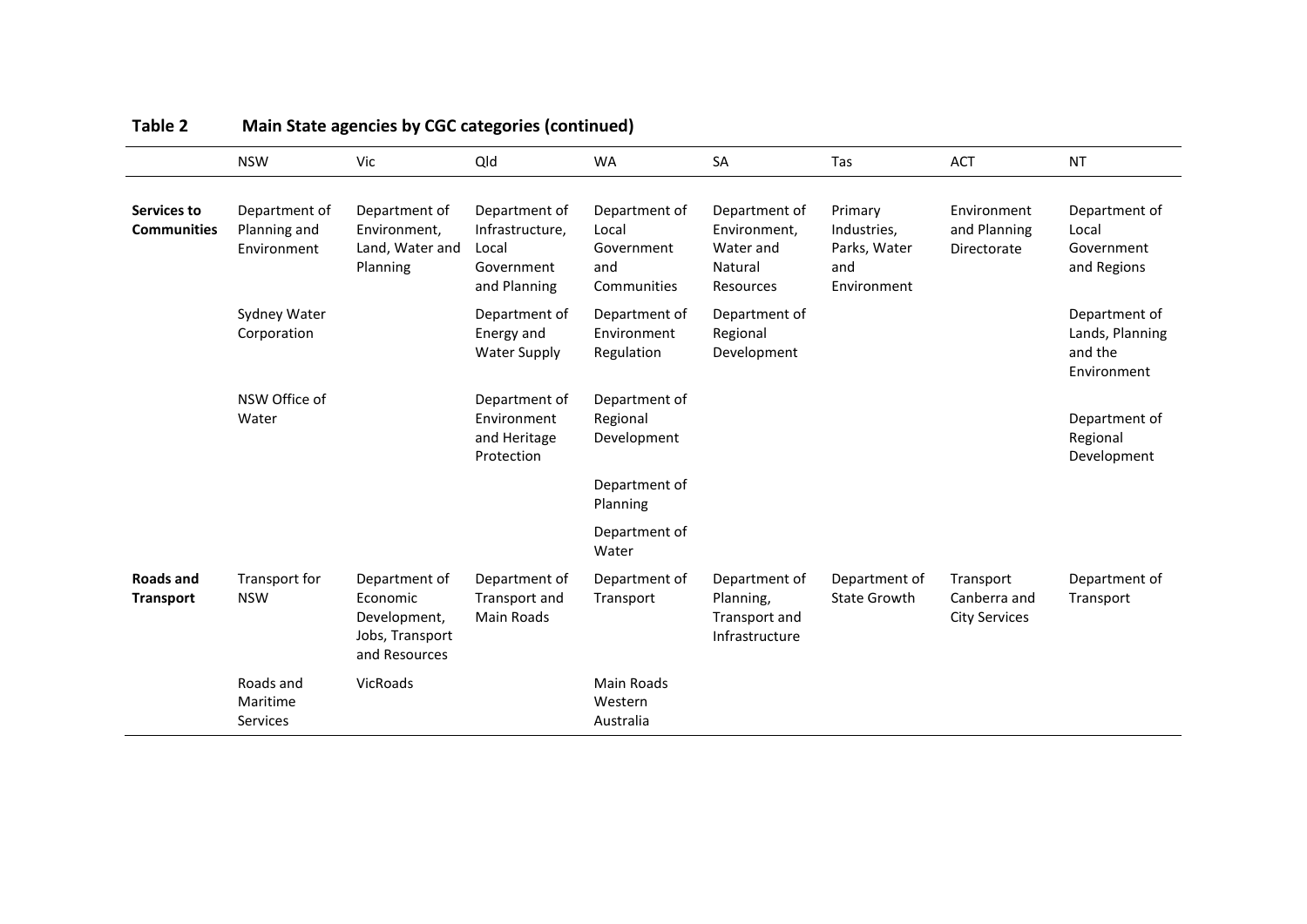**Table 2 Main State agencies by CGC categories (continued)**

| | NSW | Vic | Qld | WA | SA | Tas | ACT | NT |
|---|---|---|---|---|---|---|---|---|
| **Services to Communities** | Department of Planning and Environment | Department of Environment, Land, Water and Planning | Department of Infrastructure, Local Government and Planning | Department of Local Government and Communities | Department of Environment, Water and Natural Resources | Primary Industries, Parks, Water and Environment | Environment and Planning Directorate | Department of Local Government and Regions |
| | Sydney Water Corporation | | Department of Energy and Water Supply | Department of Environment Regulation | Department of Regional Development | | | Department of Lands, Planning and the Environment |
| | NSW Office of Water | | Department of Environment and Heritage Protection | Department of Regional Development | | | | Department of Regional Development |
| | | | | Department of Planning | | | | |
| | | | | Department of Water | | | | |
| **Roads and Transport** | Transport for NSW | Department of Economic Development, Jobs, Transport and Resources | Department of Transport and Main Roads | Department of Transport | Department of Planning, Transport and Infrastructure | Department of State Growth | Transport Canberra and City Services | Department of Transport |
| | Roads and Maritime Services | VicRoads | | Main Roads Western Australia | | | | |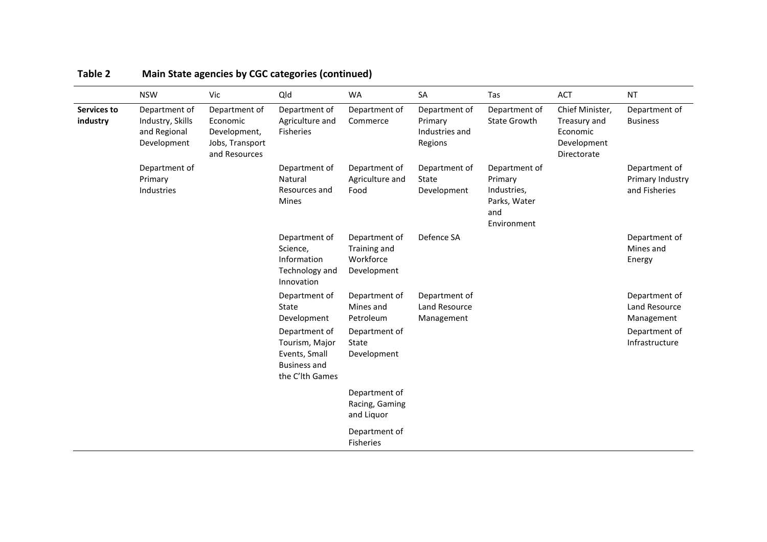**Table 2 Main State agencies by CGC categories (continued)**

| | NSW | Vic | Qld | WA | SA | Tas | ACT | NT |
|---|---|---|---|---|---|---|---|---|
| **Services to industry** | Department of Industry, Skills and Regional Development | Department of Economic Development, Jobs, Transport and Resources | Department of Agriculture and Fisheries | Department of Commerce | Department of Primary Industries and Regions | Department of State Growth | Chief Minister, Treasury and Economic Development Directorate | Department of Business |
| | Department of Primary Industries | | Department of Natural Resources and Mines | Department of Agriculture and Food | Department of State Development | Department of Primary Industries, Parks, Water and Environment | | Department of Primary Industry and Fisheries |
| | | | Department of Science, Information Technology and Innovation | Department of Training and Workforce Development | Defence SA | | | Department of Mines and Energy |
| | | | Department of State Development | Department of Mines and Petroleum | Department of Land Resource Management | | | Department of Land Resource Management |
| | | | Department of Tourism, Major Events, Small Business and the C'lth Games | Department of State Development | | | | Department of Infrastructure |
| | | | | Department of Racing, Gaming and Liquor | | | | |
| | | | | Department of Fisheries | | | | |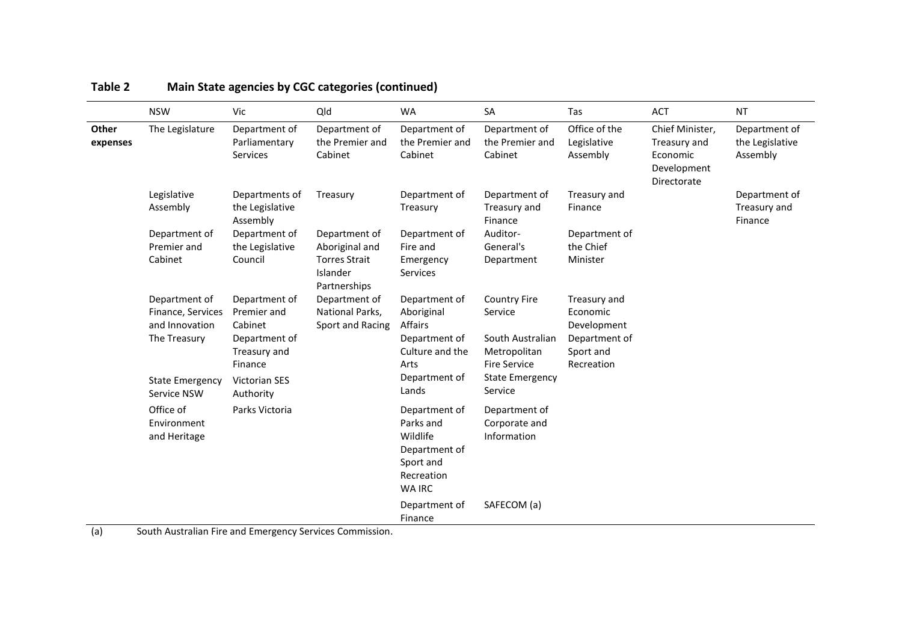**Table 2 Main State agencies by CGC categories (continued)**

| | NSW | Vic | Qld | WA | SA | Tas | ACT | NT |
|---|---|---|---|---|---|---|---|---|
| **Other expenses** | The Legislature | Department of Parliamentary Services | Department of the Premier and Cabinet | Department of the Premier and Cabinet | Department of the Premier and Cabinet | Office of the Legislative Assembly | Chief Minister, Treasury and Economic Development Directorate | Department of the Legislative Assembly |
| | Legislative Assembly | Departments of the Legislative Assembly | Treasury | Department of Treasury | Department of Treasury and Finance | Treasury and Finance | | Department of Treasury and Finance |
| | Department of Premier and Cabinet | Department of the Legislative Council | Department of Aboriginal and Torres Strait Islander Partnerships | Department of Fire and Emergency Services | Auditor-General's Department | Department of the Chief Minister | | |
| | Department of Finance, Services and Innovation | Department of Premier and Cabinet | Department of National Parks, Sport and Racing | Department of Aboriginal Affairs | Country Fire Service | Treasury and Economic Development | | |
| | The Treasury | Department of Treasury and Finance | | Department of Culture and the Arts | South Australian Metropolitan Fire Service | Department of Sport and Recreation | | |
| | State Emergency Service NSW | Victorian SES Authority | | Department of Lands | State Emergency Service | | | |
| | Office of Environment and Heritage | Parks Victoria | | Department of Parks and Wildlife | Department of Corporate and Information | | | |
| | | | | Department of Sport and Recreation | | | | |
| | | | | WA IRC | | | | |
| | | | | Department of Finance | SAFECOM (a) | | | |

(a) South Australian Fire and Emergency Services Commission.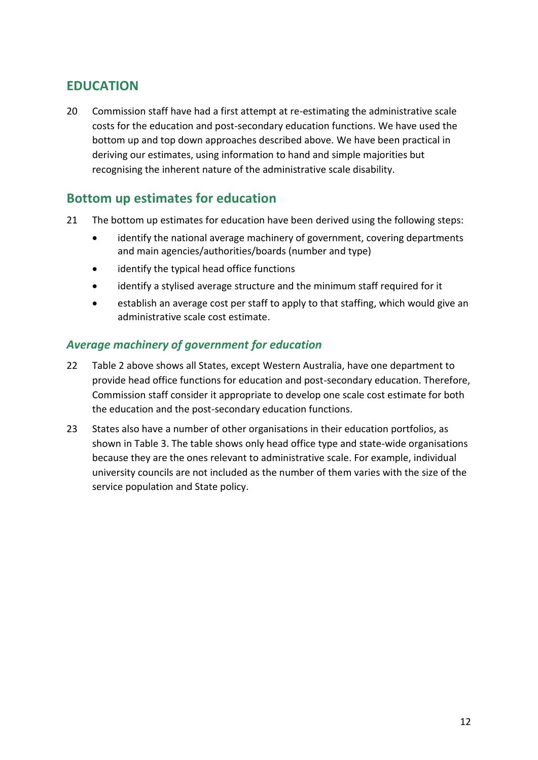## EDUCATION

20 Commission staff have had a first attempt at re-estimating the administrative scale costs for the education and post-secondary education functions. We have used the bottom up and top down approaches described above. We have been practical in deriving our estimates, using information to hand and simple majorities but recognising the inherent nature of the administrative scale disability.

## Bottom up estimates for education

21 The bottom up estimates for education have been derived using the following steps:

- identify the national average machinery of government, covering departments and main agencies/authorities/boards (number and type)
- identify the typical head office functions
- identify a stylised average structure and the minimum staff required for it
- establish an average cost per staff to apply to that staffing, which would give an administrative scale cost estimate.

### *Average machinery of government for education*

22 Table 2 above shows all States, except Western Australia, have one department to provide head office functions for education and post-secondary education. Therefore, Commission staff consider it appropriate to develop one scale cost estimate for both the education and the post-secondary education functions.

23 States also have a number of other organisations in their education portfolios, as shown in Table 3. The table shows only head office type and state-wide organisations because they are the ones relevant to administrative scale. For example, individual university councils are not included as the number of them varies with the size of the service population and State policy.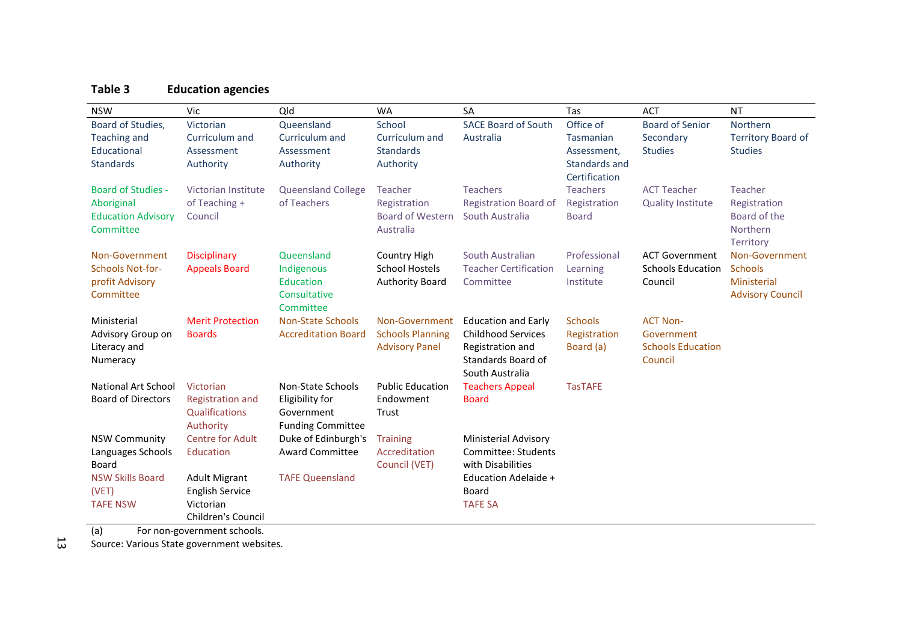**Table 3 Education agencies**

| NSW | Vic | Qld | WA | SA | Tas | ACT | NT |
|---|---|---|---|---|---|---|---|
| Board of Studies, Teaching and Educational Standards | Victorian Curriculum and Assessment Authority | Queensland Curriculum and Assessment Authority | School Curriculum and Standards Authority | SACE Board of South Australia | Office of Tasmanian Assessment, Standards and Certification | Board of Senior Secondary Studies | Northern Territory Board of Studies |
| Board of Studies - Aboriginal Education Advisory Committee | Victorian Institute of Teaching + Council | Queensland College of Teachers | Teacher Registration Board of Western Australia | Teachers Registration Board of South Australia | Teachers Registration Board | ACT Teacher Quality Institute | Teacher Registration Board of the Northern Territory |
| Non-Government Schools Not-for-profit Advisory Committee | Disciplinary Appeals Board | Queensland Indigenous Education Consultative Committee | Country High School Hostels Authority Board | South Australian Teacher Certification Committee | Professional Learning Institute | ACT Government Schools Education Council | Non-Government Schools Ministerial Advisory Council |
| Ministerial Advisory Group on Literacy and Numeracy | Merit Protection Boards | Non-State Schools Accreditation Board | Non-Government Schools Planning Advisory Panel | Education and Early Childhood Services Registration and Standards Board of South Australia | Schools Registration Board (a) | ACT Non-Government Schools Education Council | |
| National Art School Board of Directors | Victorian Registration and Qualifications Authority | Non-State Schools Eligibility for Government Funding Committee | Public Education Endowment Trust | Teachers Appeal Board | TasTAFE | | |
| NSW Community Languages Schools Board | Centre for Adult Education | Duke of Edinburgh's Award Committee | Training Accreditation Council (VET) | Ministerial Advisory Committee: Students with Disabilities | | | |
| NSW Skills Board (VET) | Adult Migrant English Service | TAFE Queensland | | Education Adelaide + Board | | | |
| TAFE NSW | Victorian Children's Council | | | TAFE SA | | | |

(a) For non-government schools.

Source: Various State government websites.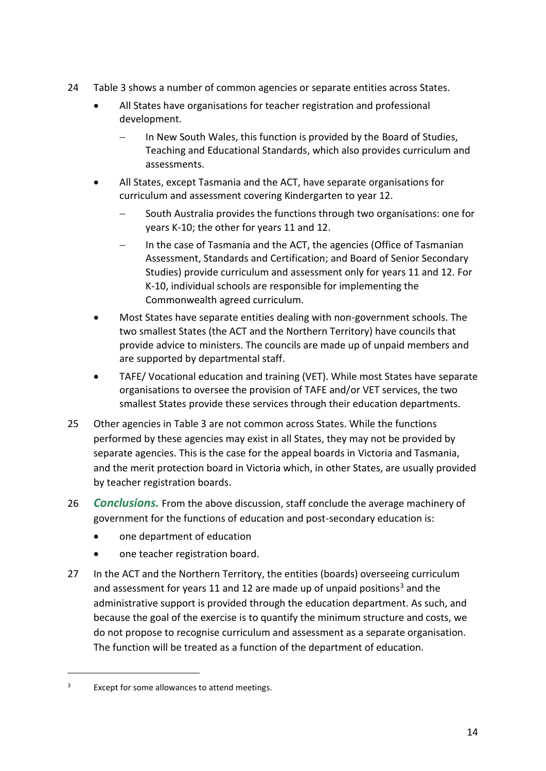24 Table 3 shows a number of common agencies or separate entities across States.

- All States have organisations for teacher registration and professional development.
  - In New South Wales, this function is provided by the Board of Studies, Teaching and Educational Standards, which also provides curriculum and assessments.
- All States, except Tasmania and the ACT, have separate organisations for curriculum and assessment covering Kindergarten to year 12.
  - South Australia provides the functions through two organisations: one for years K-10; the other for years 11 and 12.
  - In the case of Tasmania and the ACT, the agencies (Office of Tasmanian Assessment, Standards and Certification; and Board of Senior Secondary Studies) provide curriculum and assessment only for years 11 and 12. For K-10, individual schools are responsible for implementing the Commonwealth agreed curriculum.
- Most States have separate entities dealing with non-government schools. The two smallest States (the ACT and the Northern Territory) have councils that provide advice to ministers. The councils are made up of unpaid members and are supported by departmental staff.
- TAFE/ Vocational education and training (VET). While most States have separate organisations to oversee the provision of TAFE and/or VET services, the two smallest States provide these services through their education departments.

25 Other agencies in Table 3 are not common across States. While the functions performed by these agencies may exist in all States, they may not be provided by separate agencies. This is the case for the appeal boards in Victoria and Tasmania, and the merit protection board in Victoria which, in other States, are usually provided by teacher registration boards.

26 ***Conclusions.*** From the above discussion, staff conclude the average machinery of government for the functions of education and post-secondary education is:

- one department of education
- one teacher registration board.

27 In the ACT and the Northern Territory, the entities (boards) overseeing curriculum and assessment for years 11 and 12 are made up of unpaid positions[3] and the administrative support is provided through the education department. As such, and because the goal of the exercise is to quantify the minimum structure and costs, we do not propose to recognise curriculum and assessment as a separate organisation. The function will be treated as a function of the department of education.

[3] Except for some allowances to attend meetings.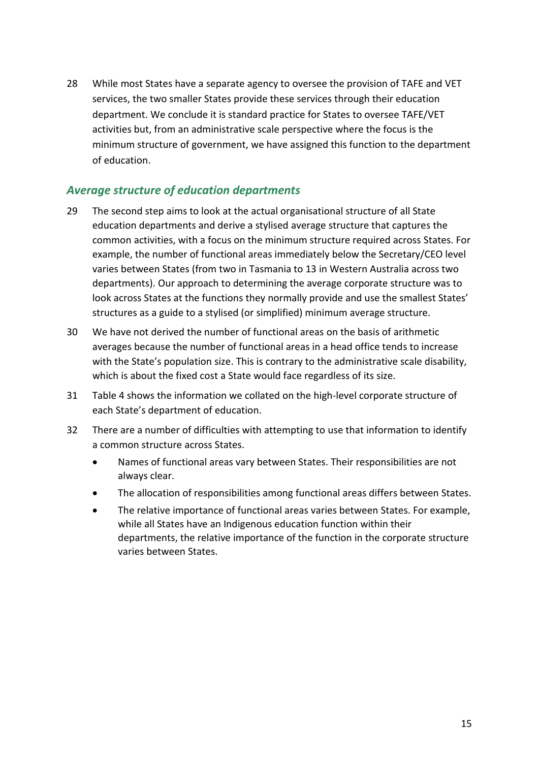28 While most States have a separate agency to oversee the provision of TAFE and VET services, the two smaller States provide these services through their education department. We conclude it is standard practice for States to oversee TAFE/VET activities but, from an administrative scale perspective where the focus is the minimum structure of government, we have assigned this function to the department of education.

### *Average structure of education departments*

29 The second step aims to look at the actual organisational structure of all State education departments and derive a stylised average structure that captures the common activities, with a focus on the minimum structure required across States. For example, the number of functional areas immediately below the Secretary/CEO level varies between States (from two in Tasmania to 13 in Western Australia across two departments). Our approach to determining the average corporate structure was to look across States at the functions they normally provide and use the smallest States' structures as a guide to a stylised (or simplified) minimum average structure.

30 We have not derived the number of functional areas on the basis of arithmetic averages because the number of functional areas in a head office tends to increase with the State's population size. This is contrary to the administrative scale disability, which is about the fixed cost a State would face regardless of its size.

31 Table 4 shows the information we collated on the high-level corporate structure of each State's department of education.

32 There are a number of difficulties with attempting to use that information to identify a common structure across States.

- Names of functional areas vary between States. Their responsibilities are not always clear.
- The allocation of responsibilities among functional areas differs between States.
- The relative importance of functional areas varies between States. For example, while all States have an Indigenous education function within their departments, the relative importance of the function in the corporate structure varies between States.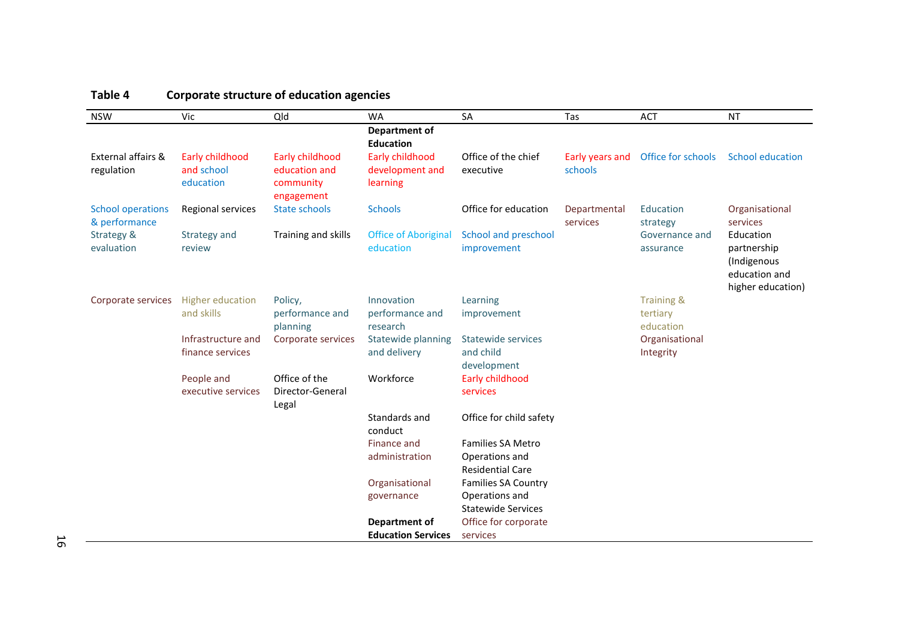**Table 4 Corporate structure of education agencies**

| NSW | Vic | Qld | WA | SA | Tas | ACT | NT |
|---|---|---|---|---|---|---|---|
| | | | **Department of Education** | | | | |
| External affairs & regulation | Early childhood and school education | Early childhood education and community engagement | Early childhood development and learning | Office of the chief executive | Early years and schools | Office for schools | School education |
| School operations & performance | Regional services | State schools | Schools | Office for education | Departmental services | Education strategy | Organisational services |
| Strategy & evaluation | Strategy and review | Training and skills | Office of Aboriginal education | School and preschool improvement | | Governance and assurance | Education partnership (Indigenous education and higher education) |
| Corporate services | Higher education and skills | Policy, performance and planning | Innovation performance and research | Learning improvement | | Training & tertiary education | |
| | Infrastructure and finance services | Corporate services | Statewide planning and delivery | Statewide services and child development | | Organisational Integrity | |
| | People and executive services | Office of the Director-General Legal | Workforce | Early childhood services | | | |
| | | | Standards and conduct | Office for child safety | | | |
| | | | Finance and administration | Families SA Metro Operations and Residential Care | | | |
| | | | Organisational governance | Families SA Country Operations and Statewide Services | | | |
| | | | **Department of Education Services** | Office for corporate services | | | |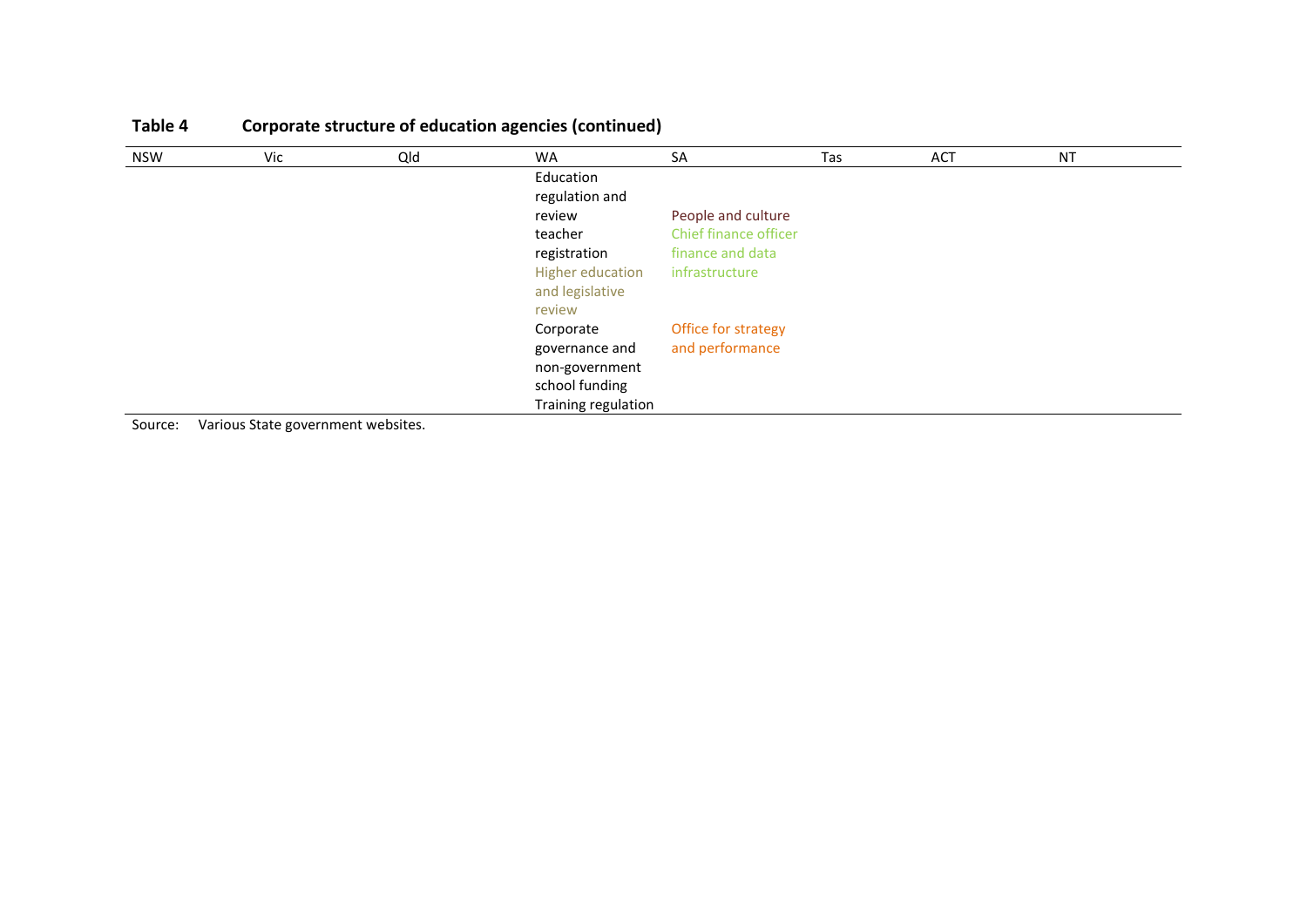**Table 4 Corporate structure of education agencies (continued)**

| NSW | Vic | Qld | WA | SA | Tas | ACT | NT |
|---|---|---|---|---|---|---|---|
| | | | Education regulation and review teacher registration | People and culture | | | |
| | | | Higher education and legislative review | Chief finance officer finance and data infrastructure | | | |
| | | | Corporate governance and non-government school funding | Office for strategy and performance | | | |
| | | | Training regulation | | | | |

Source: Various State government websites.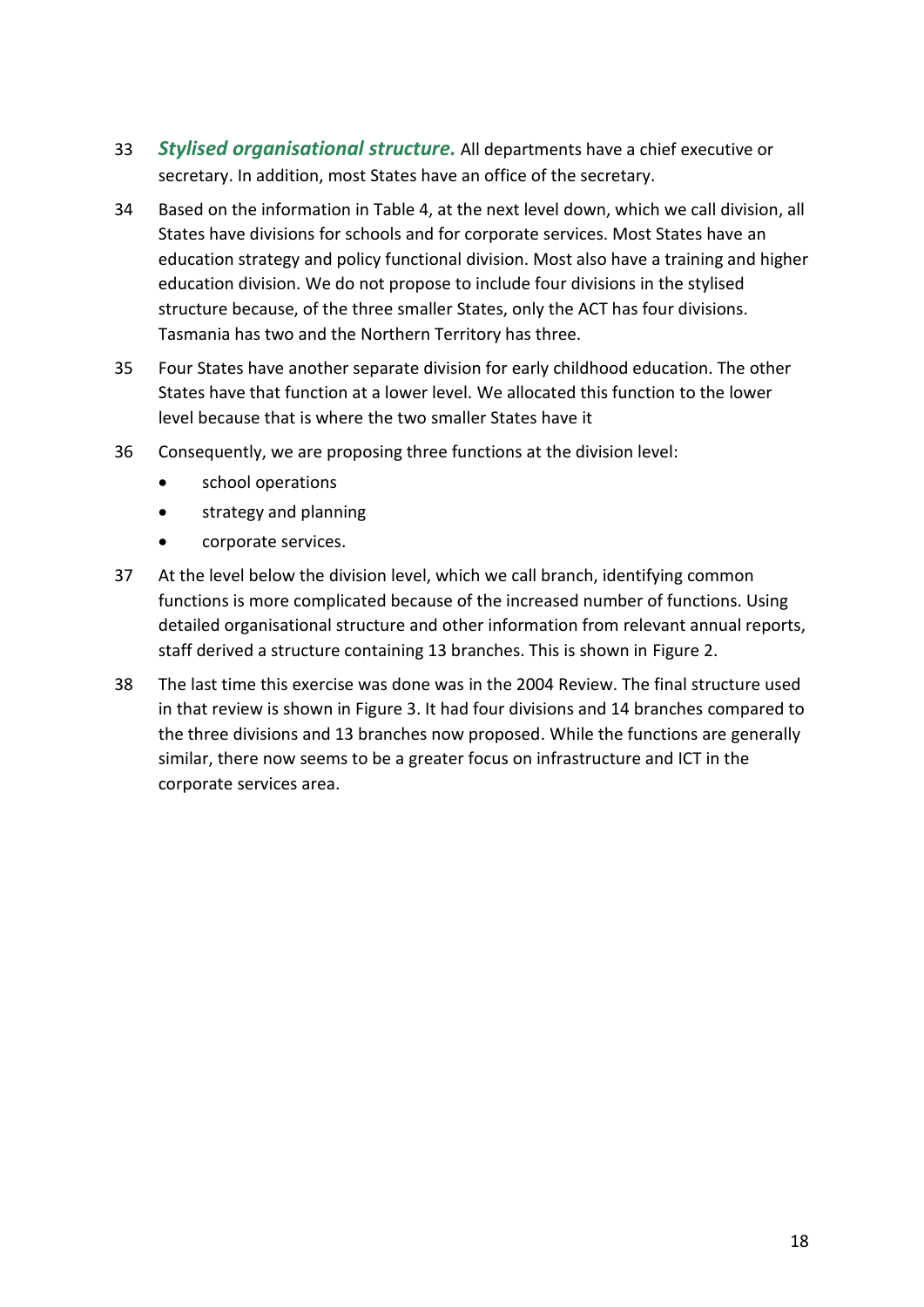33 ***Stylised organisational structure.*** All departments have a chief executive or secretary. In addition, most States have an office of the secretary.

34 Based on the information in Table 4, at the next level down, which we call division, all States have divisions for schools and for corporate services. Most States have an education strategy and policy functional division. Most also have a training and higher education division. We do not propose to include four divisions in the stylised structure because, of the three smaller States, only the ACT has four divisions. Tasmania has two and the Northern Territory has three.

35 Four States have another separate division for early childhood education. The other States have that function at a lower level. We allocated this function to the lower level because that is where the two smaller States have it

36 Consequently, we are proposing three functions at the division level:

- school operations
- strategy and planning
- corporate services.

37 At the level below the division level, which we call branch, identifying common functions is more complicated because of the increased number of functions. Using detailed organisational structure and other information from relevant annual reports, staff derived a structure containing 13 branches. This is shown in Figure 2.

38 The last time this exercise was done was in the 2004 Review. The final structure used in that review is shown in Figure 3. It had four divisions and 14 branches compared to the three divisions and 13 branches now proposed. While the functions are generally similar, there now seems to be a greater focus on infrastructure and ICT in the corporate services area.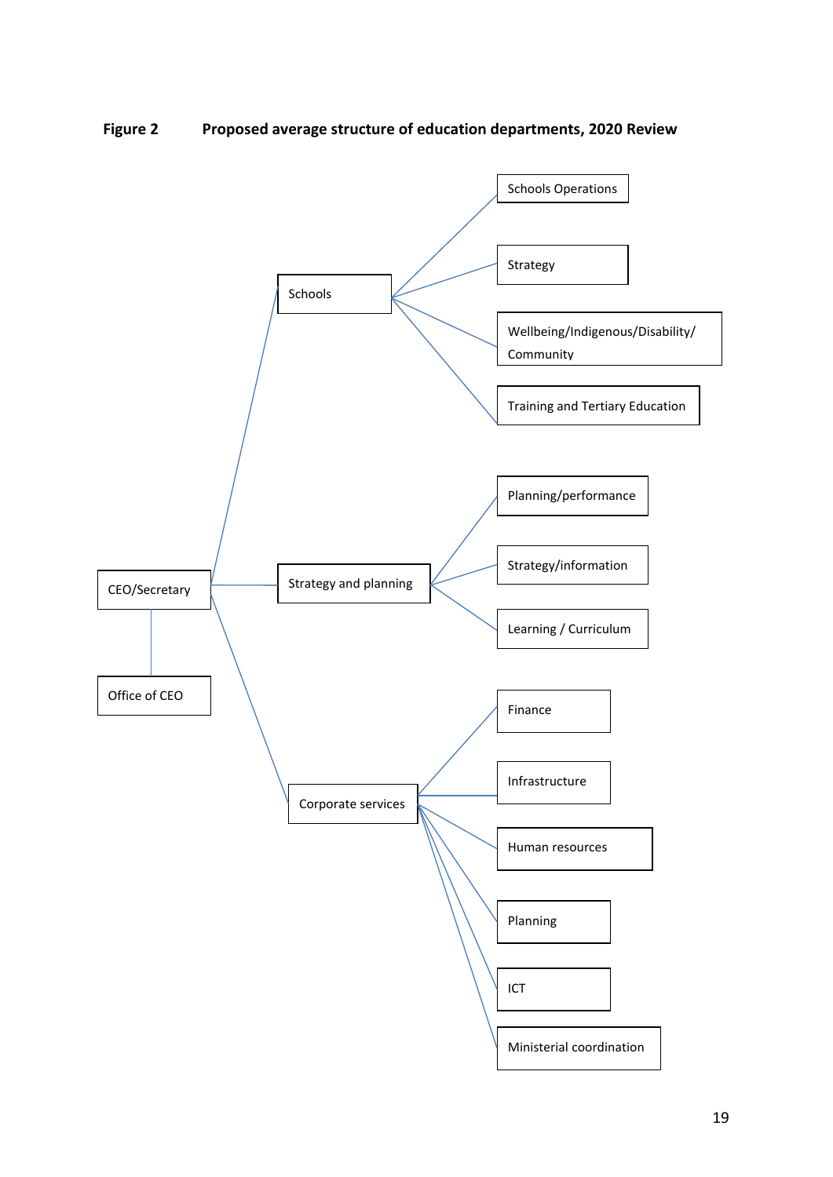**Figure 2 Proposed average structure of education departments, 2020 Review**

- CEO/Secretary
  - Office of CEO
  - Schools
    - Schools Operations
    - Strategy
    - Wellbeing/Indigenous/Disability/ Community
    - Training and Tertiary Education
  - Strategy and planning
    - Planning/performance
    - Strategy/information
    - Learning / Curriculum
  - Corporate services
    - Finance
    - Infrastructure
    - Human resources
    - Planning
    - ICT
    - Ministerial coordination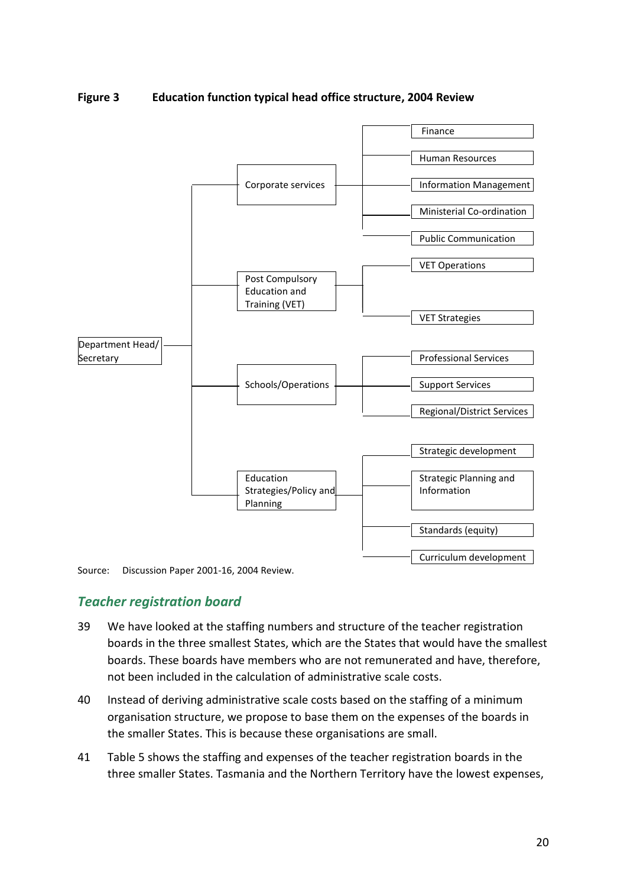**Figure 3 Education function typical head office structure, 2004 Review**

- Department Head/ Secretary
  - Corporate services
    - Finance
    - Human Resources
    - Information Management
    - Ministerial Co-ordination
    - Public Communication
  - Post Compulsory Education and Training (VET)
    - VET Operations
    - VET Strategies
  - Schools/Operations
    - Professional Services
    - Support Services
    - Regional/District Services
  - Education Strategies/Policy and Planning
    - Strategic development
    - Strategic Planning and Information
    - Standards (equity)
    - Curriculum development

Source: Discussion Paper 2001-16, 2004 Review.

## *Teacher registration board*

39 We have looked at the staffing numbers and structure of the teacher registration boards in the three smallest States, which are the States that would have the smallest boards. These boards have members who are not remunerated and have, therefore, not been included in the calculation of administrative scale costs.

40 Instead of deriving administrative scale costs based on the staffing of a minimum organisation structure, we propose to base them on the expenses of the boards in the smaller States. This is because these organisations are small.

41 Table 5 shows the staffing and expenses of the teacher registration boards in the three smaller States. Tasmania and the Northern Territory have the lowest expenses,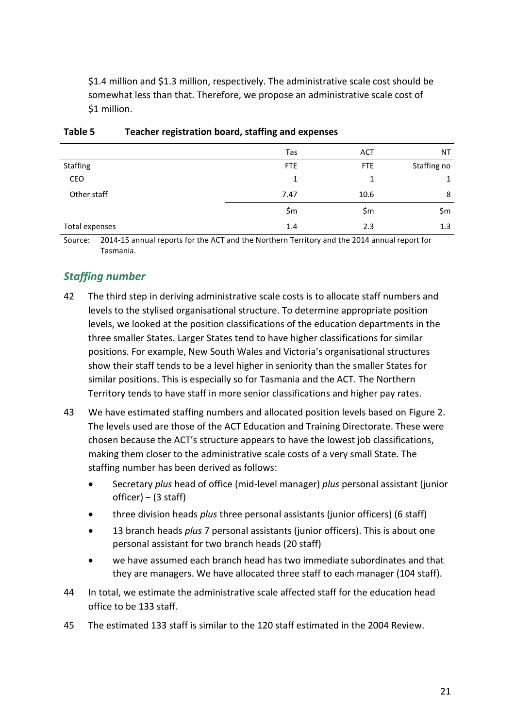$1.4 million and $1.3 million, respectively. The administrative scale cost should be somewhat less than that. Therefore, we propose an administrative scale cost of $1 million.

**Table 5 Teacher registration board, staffing and expenses**

| | Tas | ACT | NT |
|---|---|---|---|
| Staffing | FTE | FTE | Staffing no |
| CEO | 1 | 1 | 1 |
| Other staff | 7.47 | 10.6 | 8 |
| | $m | $m | $m |
| Total expenses | 1.4 | 2.3 | 1.3 |

Source: 2014-15 annual reports for the ACT and the Northern Territory and the 2014 annual report for Tasmania.

### *Staffing number*

42 The third step in deriving administrative scale costs is to allocate staff numbers and levels to the stylised organisational structure. To determine appropriate position levels, we looked at the position classifications of the education departments in the three smaller States. Larger States tend to have higher classifications for similar positions. For example, New South Wales and Victoria's organisational structures show their staff tends to be a level higher in seniority than the smaller States for similar positions. This is especially so for Tasmania and the ACT. The Northern Territory tends to have staff in more senior classifications and higher pay rates.

43 We have estimated staffing numbers and allocated position levels based on Figure 2. The levels used are those of the ACT Education and Training Directorate. These were chosen because the ACT's structure appears to have the lowest job classifications, making them closer to the administrative scale costs of a very small State. The staffing number has been derived as follows:

- Secretary *plus* head of office (mid-level manager) *plus* personal assistant (junior officer) – (3 staff)
- three division heads *plus* three personal assistants (junior officers) (6 staff)
- 13 branch heads *plus* 7 personal assistants (junior officers). This is about one personal assistant for two branch heads (20 staff)
- we have assumed each branch head has two immediate subordinates and that they are managers. We have allocated three staff to each manager (104 staff).

44 In total, we estimate the administrative scale affected staff for the education head office to be 133 staff.

45 The estimated 133 staff is similar to the 120 staff estimated in the 2004 Review.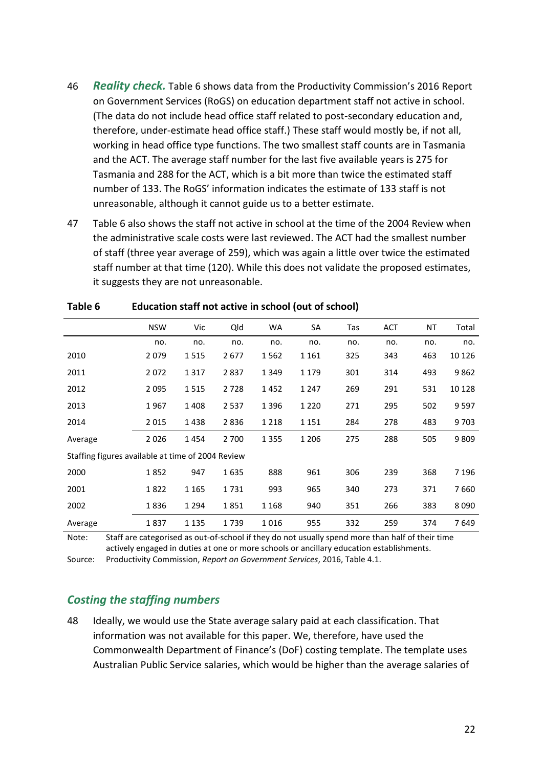46 ***Reality check.*** Table 6 shows data from the Productivity Commission's 2016 Report on Government Services (RoGS) on education department staff not active in school. (The data do not include head office staff related to post-secondary education and, therefore, under-estimate head office staff.) These staff would mostly be, if not all, working in head office type functions. The two smallest staff counts are in Tasmania and the ACT. The average staff number for the last five available years is 275 for Tasmania and 288 for the ACT, which is a bit more than twice the estimated staff number of 133. The RoGS' information indicates the estimate of 133 staff is not unreasonable, although it cannot guide us to a better estimate.

47 Table 6 also shows the staff not active in school at the time of the 2004 Review when the administrative scale costs were last reviewed. The ACT had the smallest number of staff (three year average of 259), which was again a little over twice the estimated staff number at that time (120). While this does not validate the proposed estimates, it suggests they are not unreasonable.

**Table 6 Education staff not active in school (out of school)**

| | NSW | Vic | Qld | WA | SA | Tas | ACT | NT | Total |
|---|---|---|---|---|---|---|---|---|---|
| | no. | no. | no. | no. | no. | no. | no. | no. | no. |
| 2010 | 2 079 | 1 515 | 2 677 | 1 562 | 1 161 | 325 | 343 | 463 | 10 126 |
| 2011 | 2 072 | 1 317 | 2 837 | 1 349 | 1 179 | 301 | 314 | 493 | 9 862 |
| 2012 | 2 095 | 1 515 | 2 728 | 1 452 | 1 247 | 269 | 291 | 531 | 10 128 |
| 2013 | 1 967 | 1 408 | 2 537 | 1 396 | 1 220 | 271 | 295 | 502 | 9 597 |
| 2014 | 2 015 | 1 438 | 2 836 | 1 218 | 1 151 | 284 | 278 | 483 | 9 703 |
| Average | 2 026 | 1 454 | 2 700 | 1 355 | 1 206 | 275 | 288 | 505 | 9 809 |
| Staffing figures available at time of 2004 Review | | | | | | | | | |
| 2000 | 1 852 | 947 | 1 635 | 888 | 961 | 306 | 239 | 368 | 7 196 |
| 2001 | 1 822 | 1 165 | 1 731 | 993 | 965 | 340 | 273 | 371 | 7 660 |
| 2002 | 1 836 | 1 294 | 1 851 | 1 168 | 940 | 351 | 266 | 383 | 8 090 |
| Average | 1 837 | 1 135 | 1 739 | 1 016 | 955 | 332 | 259 | 374 | 7 649 |

Note: Staff are categorised as out-of-school if they do not usually spend more than half of their time actively engaged in duties at one or more schools or ancillary education establishments.

Source: Productivity Commission, *Report on Government Services*, 2016, Table 4.1.

## *Costing the staffing numbers*

48 Ideally, we would use the State average salary paid at each classification. That information was not available for this paper. We, therefore, have used the Commonwealth Department of Finance's (DoF) costing template. The template uses Australian Public Service salaries, which would be higher than the average salaries of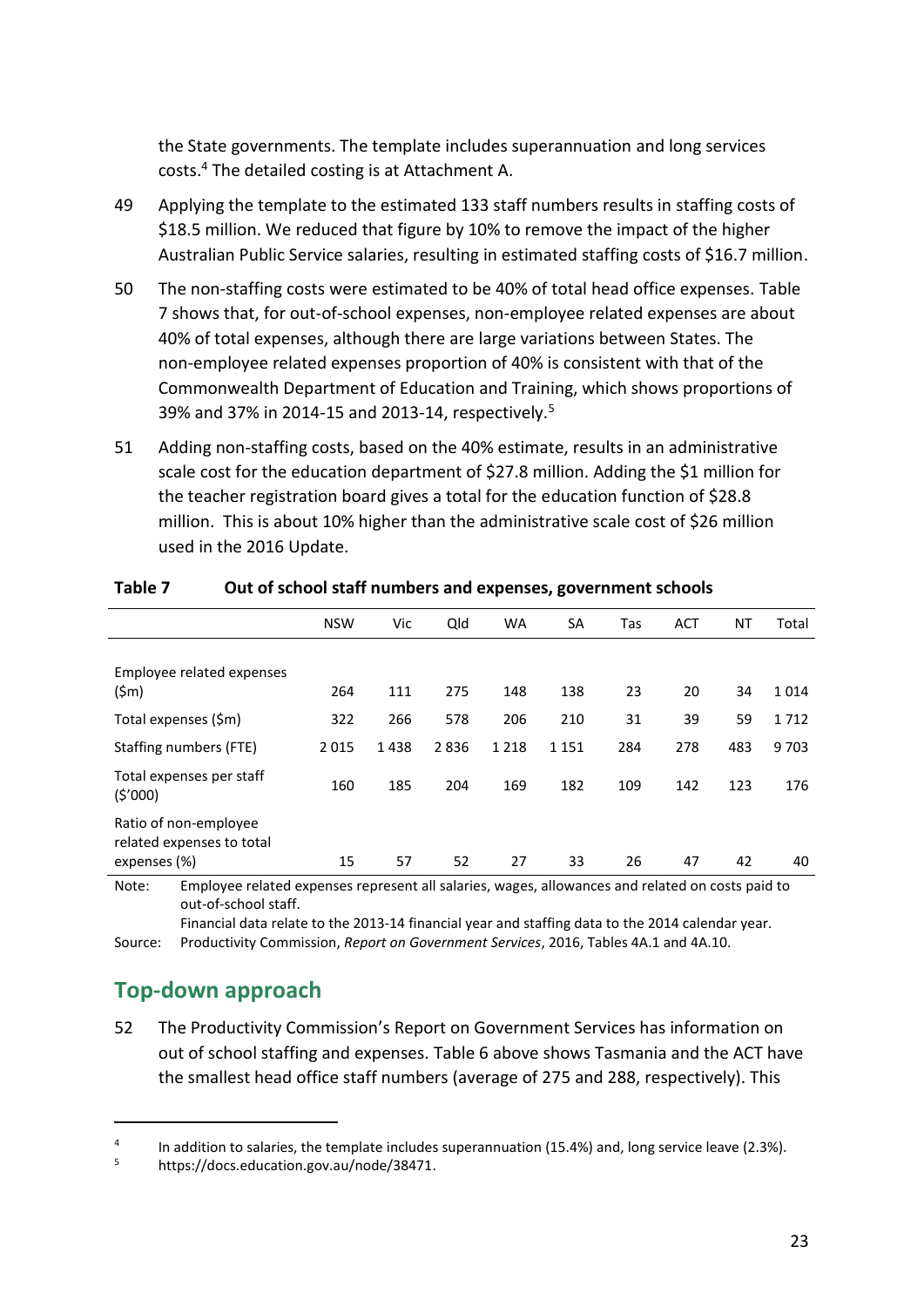the State governments. The template includes superannuation and long services costs.[4] The detailed costing is at Attachment A.

49 Applying the template to the estimated 133 staff numbers results in staffing costs of $18.5 million. We reduced that figure by 10% to remove the impact of the higher Australian Public Service salaries, resulting in estimated staffing costs of $16.7 million.

50 The non-staffing costs were estimated to be 40% of total head office expenses. Table 7 shows that, for out-of-school expenses, non-employee related expenses are about 40% of total expenses, although there are large variations between States. The non-employee related expenses proportion of 40% is consistent with that of the Commonwealth Department of Education and Training, which shows proportions of 39% and 37% in 2014-15 and 2013-14, respectively.[5]

51 Adding non-staffing costs, based on the 40% estimate, results in an administrative scale cost for the education department of $27.8 million. Adding the $1 million for the teacher registration board gives a total for the education function of $28.8 million. This is about 10% higher than the administrative scale cost of $26 million used in the 2016 Update.

**Table 7 Out of school staff numbers and expenses, government schools**

| | NSW | Vic | Qld | WA | SA | Tas | ACT | NT | Total |
|---|---|---|---|---|---|---|---|---|---|
| Employee related expenses ($m) | 264 | 111 | 275 | 148 | 138 | 23 | 20 | 34 | 1 014 |
| Total expenses ($m) | 322 | 266 | 578 | 206 | 210 | 31 | 39 | 59 | 1 712 |
| Staffing numbers (FTE) | 2 015 | 1 438 | 2 836 | 1 218 | 1 151 | 284 | 278 | 483 | 9 703 |
| Total expenses per staff ($'000) | 160 | 185 | 204 | 169 | 182 | 109 | 142 | 123 | 176 |
| Ratio of non-employee related expenses to total expenses (%) | 15 | 57 | 52 | 27 | 33 | 26 | 47 | 42 | 40 |

Note: Employee related expenses represent all salaries, wages, allowances and related on costs paid to out-of-school staff.
Financial data relate to the 2013-14 financial year and staffing data to the 2014 calendar year.

Source: Productivity Commission, *Report on Government Services*, 2016, Tables 4A.1 and 4A.10.

## Top-down approach

52 The Productivity Commission's Report on Government Services has information on out of school staffing and expenses. Table 6 above shows Tasmania and the ACT have the smallest head office staff numbers (average of 275 and 288, respectively). This

[4] In addition to salaries, the template includes superannuation (15.4%) and, long service leave (2.3%).

[5] https://docs.education.gov.au/node/38471.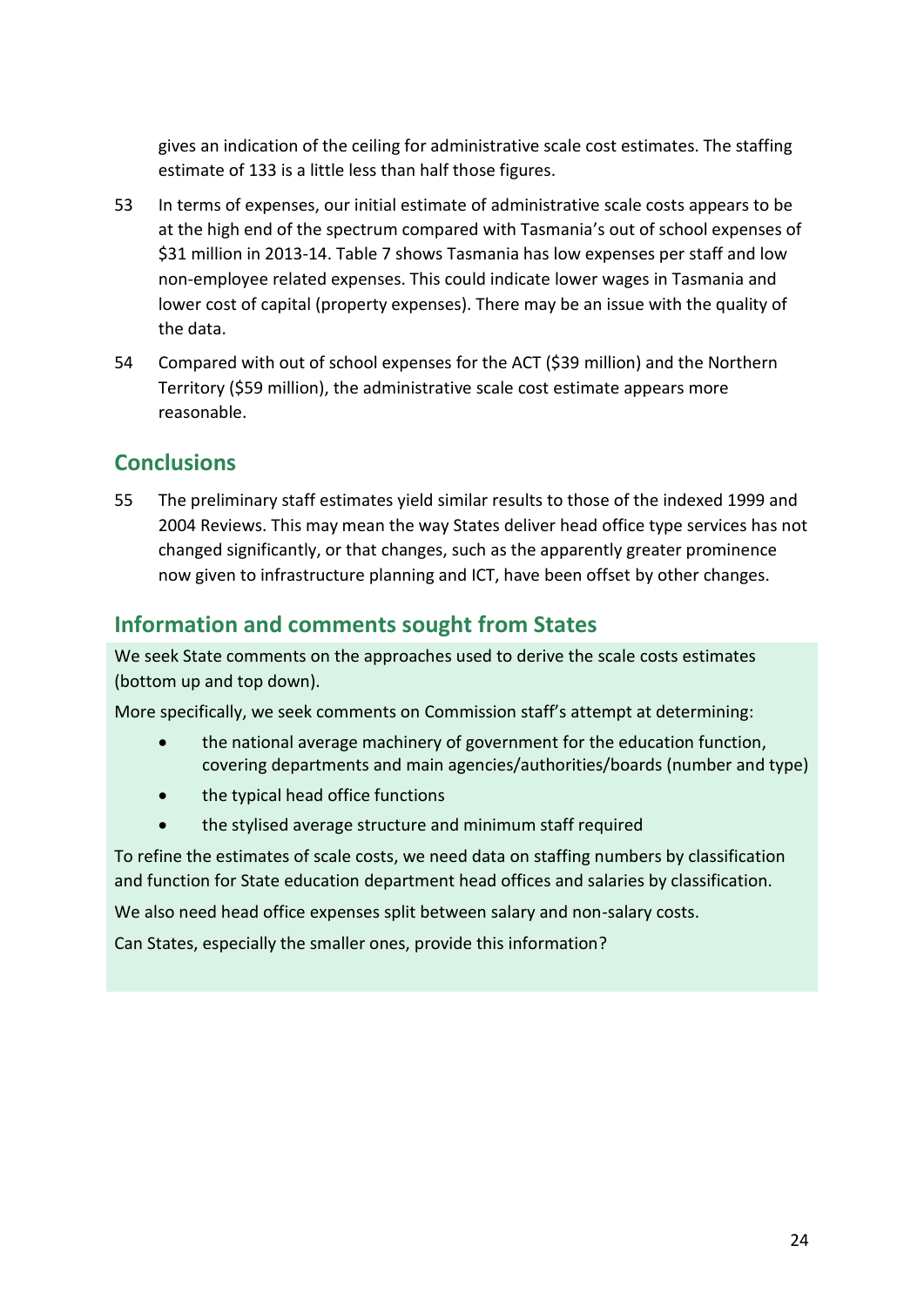gives an indication of the ceiling for administrative scale cost estimates. The staffing estimate of 133 is a little less than half those figures.

53 In terms of expenses, our initial estimate of administrative scale costs appears to be at the high end of the spectrum compared with Tasmania's out of school expenses of $31 million in 2013-14. Table 7 shows Tasmania has low expenses per staff and low non-employee related expenses. This could indicate lower wages in Tasmania and lower cost of capital (property expenses). There may be an issue with the quality of the data.

54 Compared with out of school expenses for the ACT ($39 million) and the Northern Territory ($59 million), the administrative scale cost estimate appears more reasonable.

## Conclusions

55 The preliminary staff estimates yield similar results to those of the indexed 1999 and 2004 Reviews. This may mean the way States deliver head office type services has not changed significantly, or that changes, such as the apparently greater prominence now given to infrastructure planning and ICT, have been offset by other changes.

## Information and comments sought from States

We seek State comments on the approaches used to derive the scale costs estimates (bottom up and top down).

More specifically, we seek comments on Commission staff's attempt at determining:

- the national average machinery of government for the education function, covering departments and main agencies/authorities/boards (number and type)
- the typical head office functions
- the stylised average structure and minimum staff required

To refine the estimates of scale costs, we need data on staffing numbers by classification and function for State education department head offices and salaries by classification.

We also need head office expenses split between salary and non-salary costs.

Can States, especially the smaller ones, provide this information?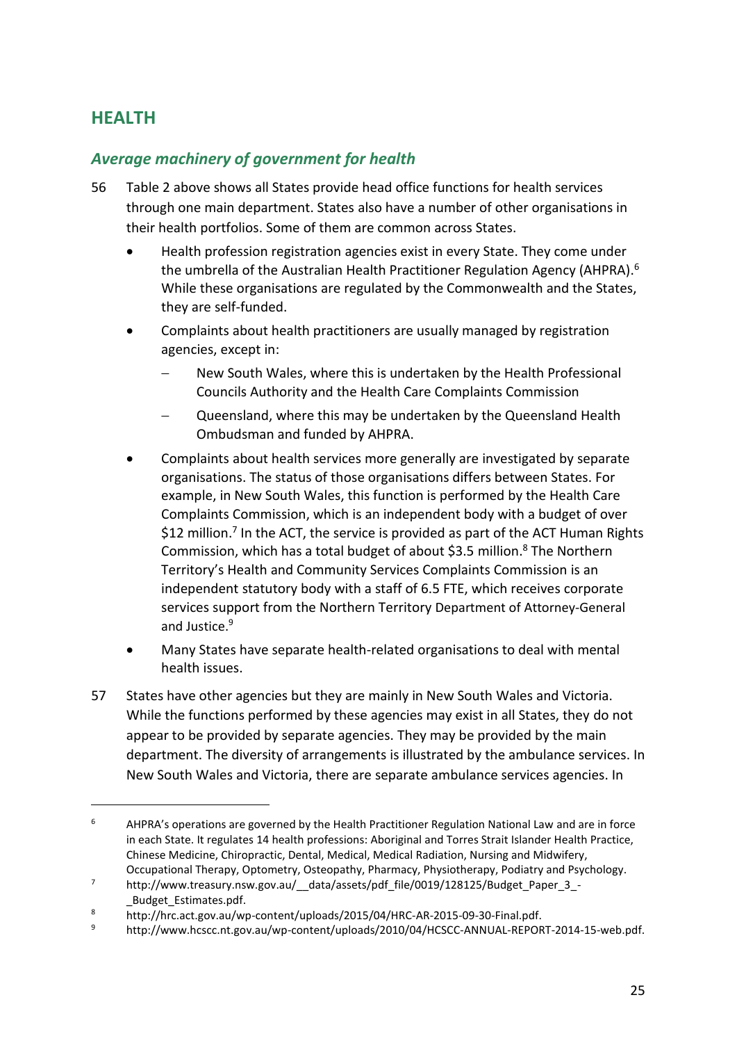## HEALTH

### *Average machinery of government for health*

56 Table 2 above shows all States provide head office functions for health services through one main department. States also have a number of other organisations in their health portfolios. Some of them are common across States.

- Health profession registration agencies exist in every State. They come under the umbrella of the Australian Health Practitioner Regulation Agency (AHPRA).[6] While these organisations are regulated by the Commonwealth and the States, they are self-funded.
- Complaints about health practitioners are usually managed by registration agencies, except in:
  - New South Wales, where this is undertaken by the Health Professional Councils Authority and the Health Care Complaints Commission
  - Queensland, where this may be undertaken by the Queensland Health Ombudsman and funded by AHPRA.
- Complaints about health services more generally are investigated by separate organisations. The status of those organisations differs between States. For example, in New South Wales, this function is performed by the Health Care Complaints Commission, which is an independent body with a budget of over $12 million.[7] In the ACT, the service is provided as part of the ACT Human Rights Commission, which has a total budget of about $3.5 million.[8] The Northern Territory's Health and Community Services Complaints Commission is an independent statutory body with a staff of 6.5 FTE, which receives corporate services support from the Northern Territory Department of Attorney-General and Justice.[9]
- Many States have separate health-related organisations to deal with mental health issues.

57 States have other agencies but they are mainly in New South Wales and Victoria. While the functions performed by these agencies may exist in all States, they do not appear to be provided by separate agencies. They may be provided by the main department. The diversity of arrangements is illustrated by the ambulance services. In New South Wales and Victoria, there are separate ambulance services agencies. In

---

[6] AHPRA's operations are governed by the Health Practitioner Regulation National Law and are in force in each State. It regulates 14 health professions: Aboriginal and Torres Strait Islander Health Practice, Chinese Medicine, Chiropractic, Dental, Medical, Medical Radiation, Nursing and Midwifery, Occupational Therapy, Optometry, Osteopathy, Pharmacy, Physiotherapy, Podiatry and Psychology.

[7] http://www.treasury.nsw.gov.au/__data/assets/pdf_file/0019/128125/Budget_Paper_3_-_Budget_Estimates.pdf.

[8] http://hrc.act.gov.au/wp-content/uploads/2015/04/HRC-AR-2015-09-30-Final.pdf.

[9] http://www.hcscc.nt.gov.au/wp-content/uploads/2010/04/HCSCC-ANNUAL-REPORT-2014-15-web.pdf.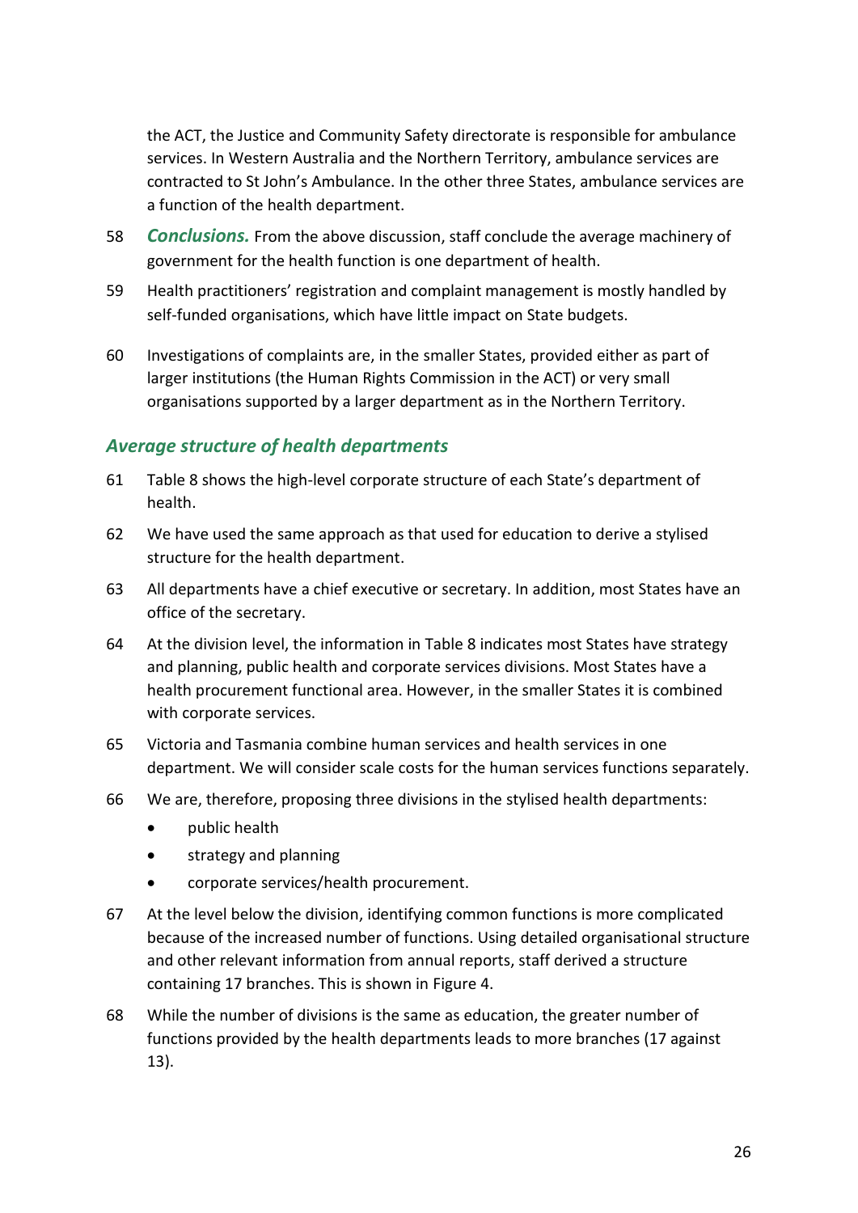the ACT, the Justice and Community Safety directorate is responsible for ambulance services. In Western Australia and the Northern Territory, ambulance services are contracted to St John's Ambulance. In the other three States, ambulance services are a function of the health department.

58 ***Conclusions.*** From the above discussion, staff conclude the average machinery of government for the health function is one department of health.

59 Health practitioners' registration and complaint management is mostly handled by self-funded organisations, which have little impact on State budgets.

60 Investigations of complaints are, in the smaller States, provided either as part of larger institutions (the Human Rights Commission in the ACT) or very small organisations supported by a larger department as in the Northern Territory.

### *Average structure of health departments*

61 Table 8 shows the high-level corporate structure of each State's department of health.

62 We have used the same approach as that used for education to derive a stylised structure for the health department.

63 All departments have a chief executive or secretary. In addition, most States have an office of the secretary.

64 At the division level, the information in Table 8 indicates most States have strategy and planning, public health and corporate services divisions. Most States have a health procurement functional area. However, in the smaller States it is combined with corporate services.

65 Victoria and Tasmania combine human services and health services in one department. We will consider scale costs for the human services functions separately.

66 We are, therefore, proposing three divisions in the stylised health departments:

- public health
- strategy and planning
- corporate services/health procurement.

67 At the level below the division, identifying common functions is more complicated because of the increased number of functions. Using detailed organisational structure and other relevant information from annual reports, staff derived a structure containing 17 branches. This is shown in Figure 4.

68 While the number of divisions is the same as education, the greater number of functions provided by the health departments leads to more branches (17 against 13).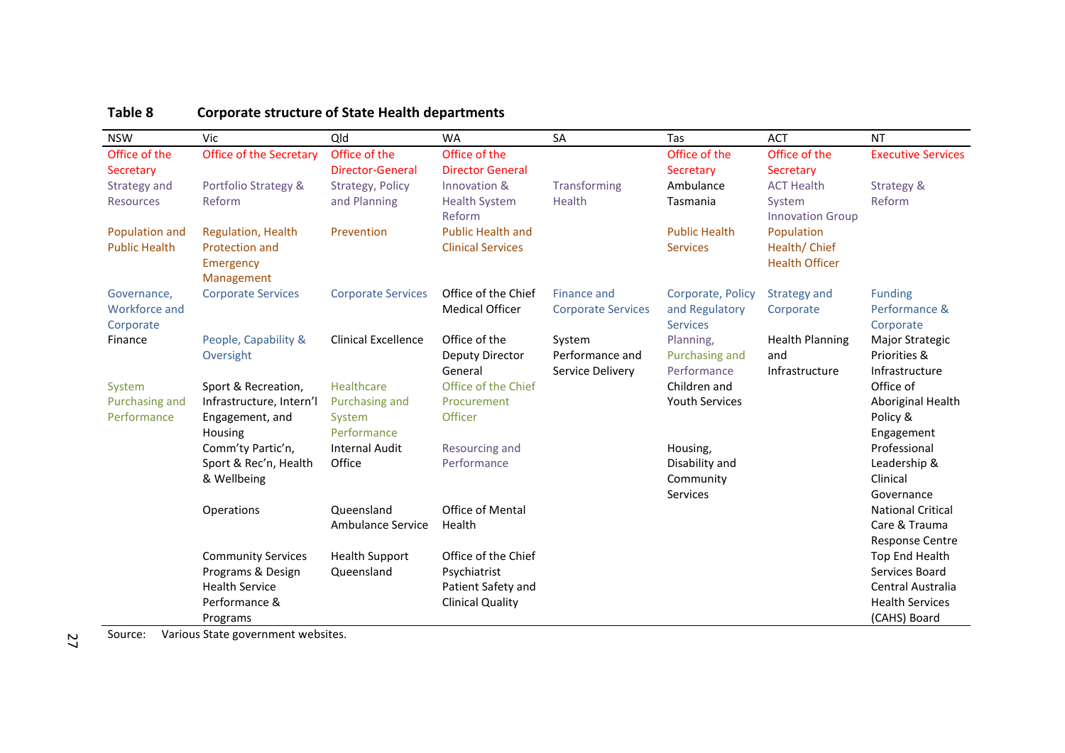**Table 8 Corporate structure of State Health departments**

| NSW | Vic | Qld | WA | SA | Tas | ACT | NT |
|---|---|---|---|---|---|---|---|
| Office of the Secretary | Office of the Secretary | Office of the Director-General | Office of the Director General | | Office of the Secretary | Office of the Secretary | Executive Services |
| Strategy and Resources | Portfolio Strategy & Reform | Strategy, Policy and Planning | Innovation & Health System Reform | Transforming Health | Ambulance Tasmania | ACT Health System Innovation Group | Strategy & Reform |
| Population and Public Health | Regulation, Health Protection and Emergency Management | Prevention | Public Health and Clinical Services | | Public Health Services | Population Health/ Chief Health Officer | |
| Governance, Workforce and Corporate | Corporate Services | Corporate Services | Office of the Chief Medical Officer | Finance and Corporate Services | Corporate, Policy and Regulatory Services | Strategy and Corporate | Funding Performance & Corporate |
| Finance | People, Capability & Oversight | Clinical Excellence | Office of the Deputy Director General | System Performance and Service Delivery | Planning, Purchasing and Performance | Health Planning and Infrastructure | Major Strategic Priorities & Infrastructure |
| System Purchasing and Performance | Sport & Recreation, Infrastructure, Intern'l Engagement, and Housing | Healthcare Purchasing and System Performance | Office of the Chief Procurement Officer | | Children and Youth Services | | Office of Aboriginal Health Policy & Engagement |
| | Comm'ty Partic'n, Sport & Rec'n, Health & Wellbeing | Internal Audit Office | Resourcing and Performance | | Housing, Disability and Community Services | | Professional Leadership & Clinical Governance |
| | Operations | Queensland Ambulance Service | Office of Mental Health | | | | National Critical Care & Trauma Response Centre |
| | Community Services Programs & Design | Health Support Queensland | Office of the Chief Psychiatrist | | | | Top End Health Services Board |
| | Health Service Performance & Programs | | Patient Safety and Clinical Quality | | | | Central Australia Health Services (CAHS) Board |

Source: Various State government websites.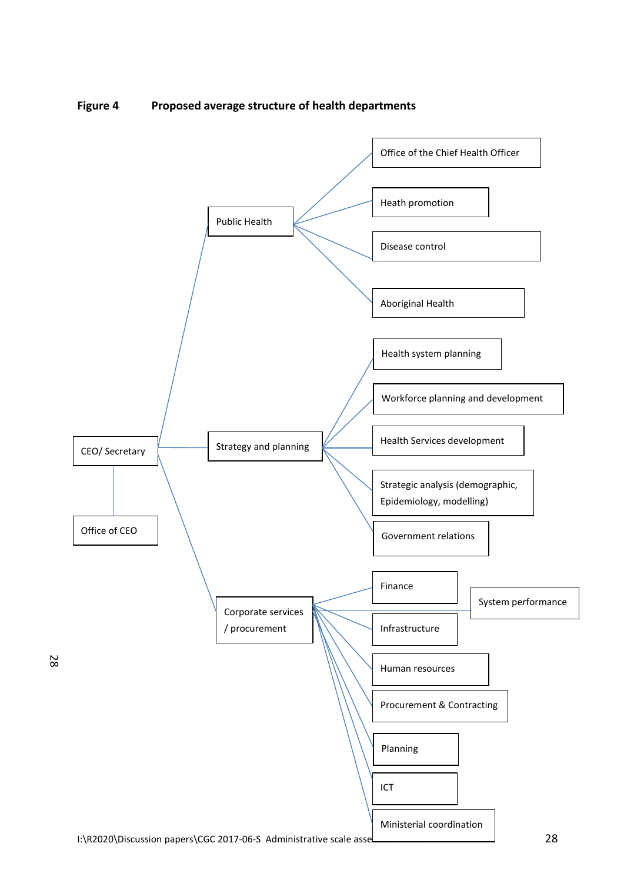**Figure 4 Proposed average structure of health departments**

- CEO/ Secretary
  - Office of CEO
  - Public Health
    - Office of the Chief Health Officer
    - Heath promotion
    - Disease control
    - Aboriginal Health
  - Strategy and planning
    - Health system planning
    - Workforce planning and development
    - Health Services development
    - Strategic analysis (demographic, Epidemiology, modelling)
    - Government relations
  - Corporate services / procurement
    - Finance
    - System performance
    - Infrastructure
    - Human resources
    - Procurement & Contracting
    - Planning
    - ICT
    - Ministerial coordination

I:\R2020\Discussion papers\CGC 2017-06-S Administrative scale asse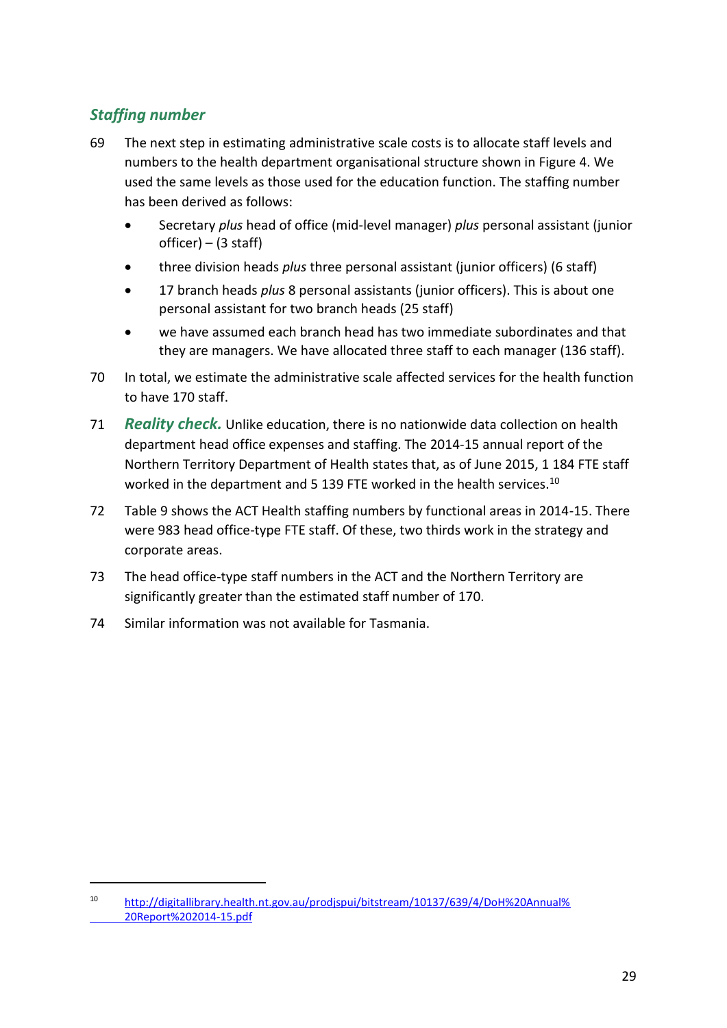### *Staffing number*

69 The next step in estimating administrative scale costs is to allocate staff levels and numbers to the health department organisational structure shown in Figure 4. We used the same levels as those used for the education function. The staffing number has been derived as follows:

- Secretary *plus* head of office (mid-level manager) *plus* personal assistant (junior officer) – (3 staff)
- three division heads *plus* three personal assistant (junior officers) (6 staff)
- 17 branch heads *plus* 8 personal assistants (junior officers). This is about one personal assistant for two branch heads (25 staff)
- we have assumed each branch head has two immediate subordinates and that they are managers. We have allocated three staff to each manager (136 staff).

70 In total, we estimate the administrative scale affected services for the health function to have 170 staff.

71 ***Reality check.*** Unlike education, there is no nationwide data collection on health department head office expenses and staffing. The 2014-15 annual report of the Northern Territory Department of Health states that, as of June 2015, 1 184 FTE staff worked in the department and 5 139 FTE worked in the health services.[10]

72 Table 9 shows the ACT Health staffing numbers by functional areas in 2014-15. There were 983 head office-type FTE staff. Of these, two thirds work in the strategy and corporate areas.

73 The head office-type staff numbers in the ACT and the Northern Territory are significantly greater than the estimated staff number of 170.

74 Similar information was not available for Tasmania.

---

[10] http://digitallibrary.health.nt.gov.au/prodjspui/bitstream/10137/639/4/DoH%20Annual%20Report%202014-15.pdf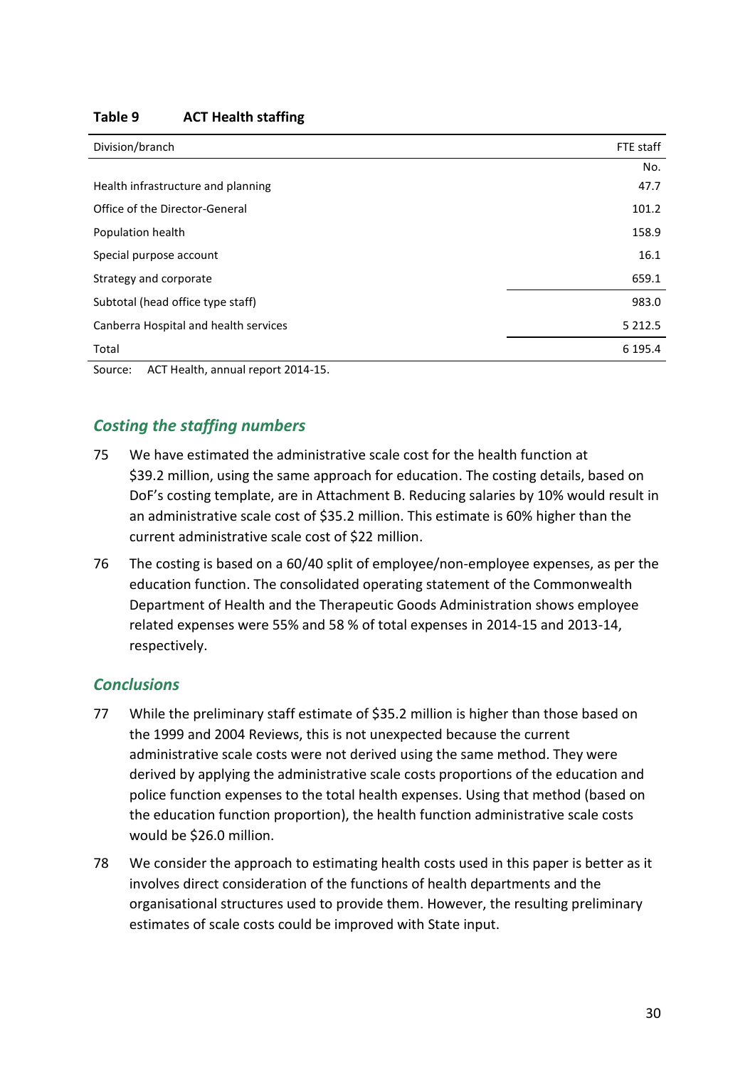**Table 9 ACT Health staffing**

| Division/branch | FTE staff |
| --- | --- |
| | No. |
| Health infrastructure and planning | 47.7 |
| Office of the Director-General | 101.2 |
| Population health | 158.9 |
| Special purpose account | 16.1 |
| Strategy and corporate | 659.1 |
| Subtotal (head office type staff) | 983.0 |
| Canberra Hospital and health services | 5 212.5 |
| Total | 6 195.4 |

Source: ACT Health, annual report 2014-15.

## *Costing the staffing numbers*

75 We have estimated the administrative scale cost for the health function at $39.2 million, using the same approach for education. The costing details, based on DoF's costing template, are in Attachment B. Reducing salaries by 10% would result in an administrative scale cost of $35.2 million. This estimate is 60% higher than the current administrative scale cost of $22 million.

76 The costing is based on a 60/40 split of employee/non-employee expenses, as per the education function. The consolidated operating statement of the Commonwealth Department of Health and the Therapeutic Goods Administration shows employee related expenses were 55% and 58 % of total expenses in 2014-15 and 2013-14, respectively.

## *Conclusions*

77 While the preliminary staff estimate of $35.2 million is higher than those based on the 1999 and 2004 Reviews, this is not unexpected because the current administrative scale costs were not derived using the same method. They were derived by applying the administrative scale costs proportions of the education and police function expenses to the total health expenses. Using that method (based on the education function proportion), the health function administrative scale costs would be $26.0 million.

78 We consider the approach to estimating health costs used in this paper is better as it involves direct consideration of the functions of health departments and the organisational structures used to provide them. However, the resulting preliminary estimates of scale costs could be improved with State input.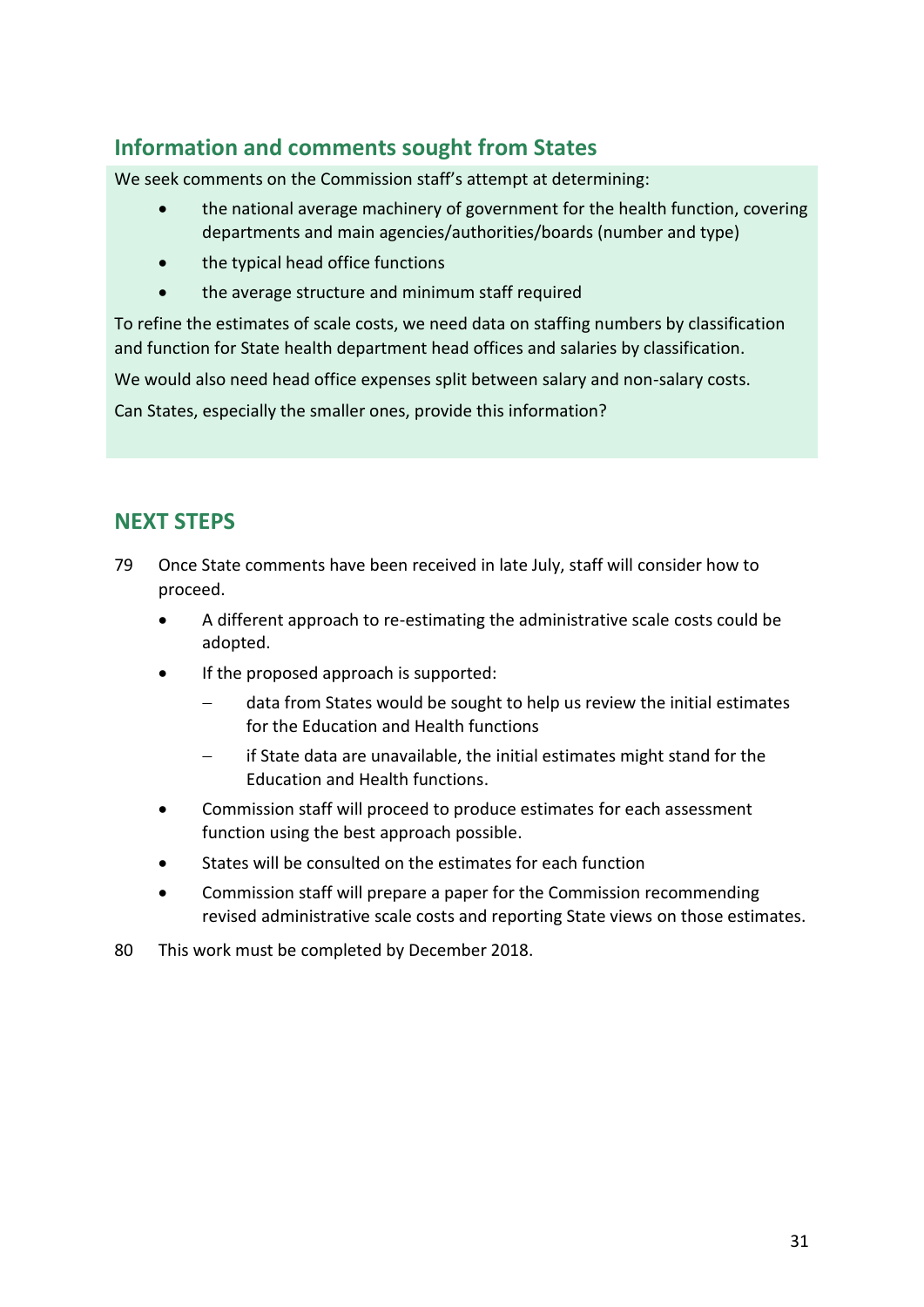## Information and comments sought from States

We seek comments on the Commission staff's attempt at determining:

- the national average machinery of government for the health function, covering departments and main agencies/authorities/boards (number and type)
- the typical head office functions
- the average structure and minimum staff required

To refine the estimates of scale costs, we need data on staffing numbers by classification and function for State health department head offices and salaries by classification.

We would also need head office expenses split between salary and non-salary costs.

Can States, especially the smaller ones, provide this information?

## NEXT STEPS

79 Once State comments have been received in late July, staff will consider how to proceed.

- A different approach to re-estimating the administrative scale costs could be adopted.
- If the proposed approach is supported:
  - data from States would be sought to help us review the initial estimates for the Education and Health functions
  - if State data are unavailable, the initial estimates might stand for the Education and Health functions.
- Commission staff will proceed to produce estimates for each assessment function using the best approach possible.
- States will be consulted on the estimates for each function
- Commission staff will prepare a paper for the Commission recommending revised administrative scale costs and reporting State views on those estimates.

80 This work must be completed by December 2018.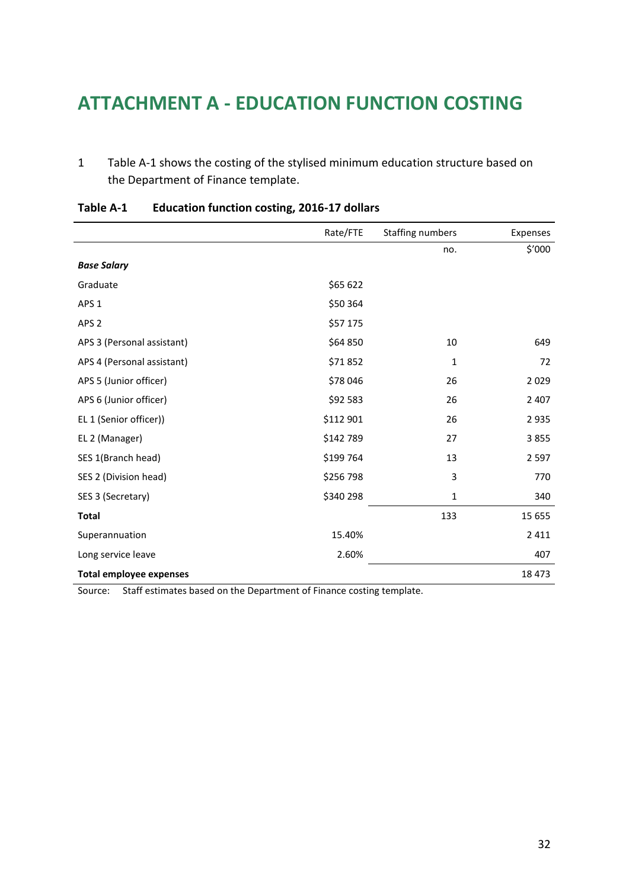# ATTACHMENT A - EDUCATION FUNCTION COSTING

1 Table A-1 shows the costing of the stylised minimum education structure based on the Department of Finance template.

**Table A-1 Education function costing, 2016-17 dollars**

| | Rate/FTE | Staffing numbers | Expenses |
|---|---|---|---|
| | | no. | $'000 |
| ***Base Salary*** | | | |
| Graduate | $65 622 | | |
| APS 1 | $50 364 | | |
| APS 2 | $57 175 | | |
| APS 3 (Personal assistant) | $64 850 | 10 | 649 |
| APS 4 (Personal assistant) | $71 852 | 1 | 72 |
| APS 5 (Junior officer) | $78 046 | 26 | 2 029 |
| APS 6 (Junior officer) | $92 583 | 26 | 2 407 |
| EL 1 (Senior officer)) | $112 901 | 26 | 2 935 |
| EL 2 (Manager) | $142 789 | 27 | 3 855 |
| SES 1(Branch head) | $199 764 | 13 | 2 597 |
| SES 2 (Division head) | $256 798 | 3 | 770 |
| SES 3 (Secretary) | $340 298 | 1 | 340 |
| **Total** | | 133 | 15 655 |
| Superannuation | 15.40% | | 2 411 |
| Long service leave | 2.60% | | 407 |
| **Total employee expenses** | | | 18 473 |

Source: Staff estimates based on the Department of Finance costing template.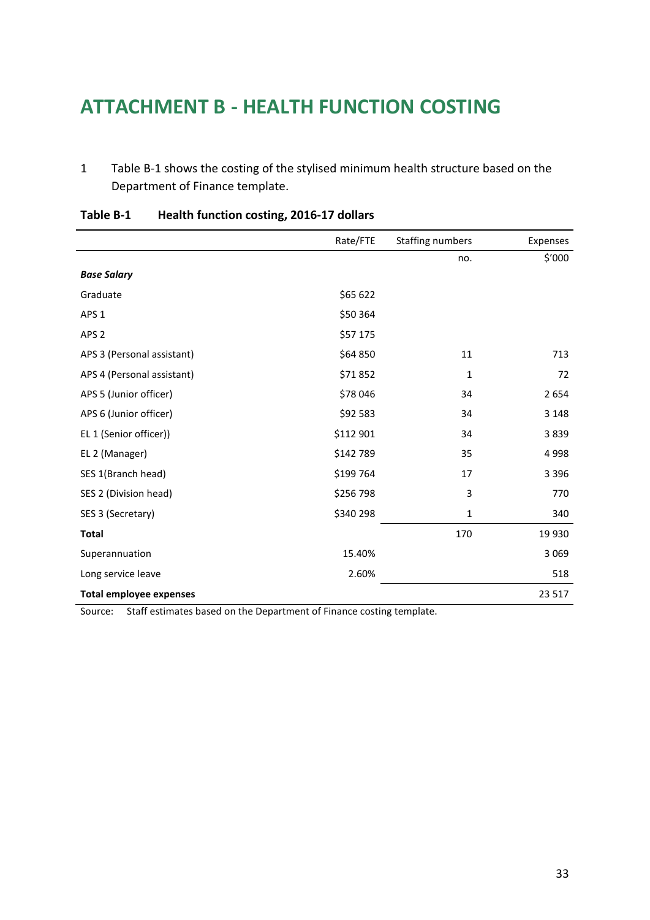# ATTACHMENT B - HEALTH FUNCTION COSTING

1 Table B-1 shows the costing of the stylised minimum health structure based on the Department of Finance template.

**Table B-1 Health function costing, 2016-17 dollars**

| | Rate/FTE | Staffing numbers | Expenses |
|---|---|---|---|
| | | no. | $'000 |
| ***Base Salary*** | | | |
| Graduate | $65 622 | | |
| APS 1 | $50 364 | | |
| APS 2 | $57 175 | | |
| APS 3 (Personal assistant) | $64 850 | 11 | 713 |
| APS 4 (Personal assistant) | $71 852 | 1 | 72 |
| APS 5 (Junior officer) | $78 046 | 34 | 2 654 |
| APS 6 (Junior officer) | $92 583 | 34 | 3 148 |
| EL 1 (Senior officer)) | $112 901 | 34 | 3 839 |
| EL 2 (Manager) | $142 789 | 35 | 4 998 |
| SES 1(Branch head) | $199 764 | 17 | 3 396 |
| SES 2 (Division head) | $256 798 | 3 | 770 |
| SES 3 (Secretary) | $340 298 | 1 | 340 |
| **Total** | | 170 | 19 930 |
| Superannuation | 15.40% | | 3 069 |
| Long service leave | 2.60% | | 518 |
| **Total employee expenses** | | | 23 517 |

Source: Staff estimates based on the Department of Finance costing template.